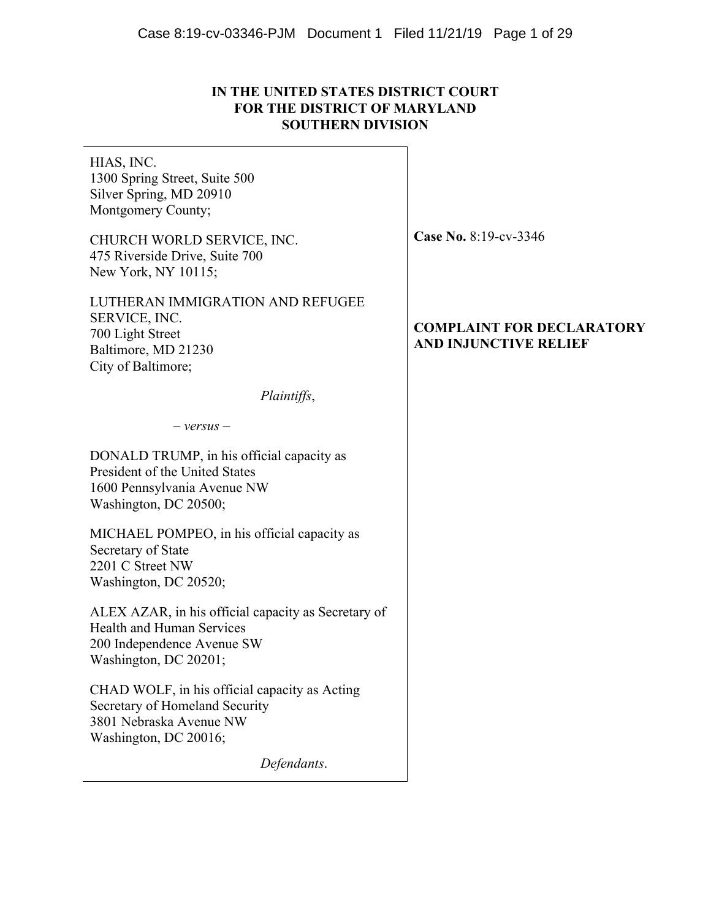# IN THE UNITED STATES DISTRICT COURT
# FOR THE DISTRICT OF MARYLAND
# SOUTHERN DIVISION

HIAS, INC.
1300 Spring Street, Suite 500
Silver Spring, MD 20910
Montgomery County;

CHURCH WORLD SERVICE, INC.
475 Riverside Drive, Suite 700
New York, NY 10115;

LUTHERAN IMMIGRATION AND REFUGEE SERVICE, INC.
700 Light Street
Baltimore, MD 21230
City of Baltimore;

*Plaintiffs*,

*– versus –*

DONALD TRUMP, in his official capacity as President of the United States
1600 Pennsylvania Avenue NW
Washington, DC 20500;

MICHAEL POMPEO, in his official capacity as Secretary of State
2201 C Street NW
Washington, DC 20520;

ALEX AZAR, in his official capacity as Secretary of Health and Human Services
200 Independence Avenue SW
Washington, DC 20201;

CHAD WOLF, in his official capacity as Acting Secretary of Homeland Security
3801 Nebraska Avenue NW
Washington, DC 20016;

*Defendants*.

**Case No.** 8:19-cv-3346

**COMPLAINT FOR DECLARATORY AND INJUNCTIVE RELIEF**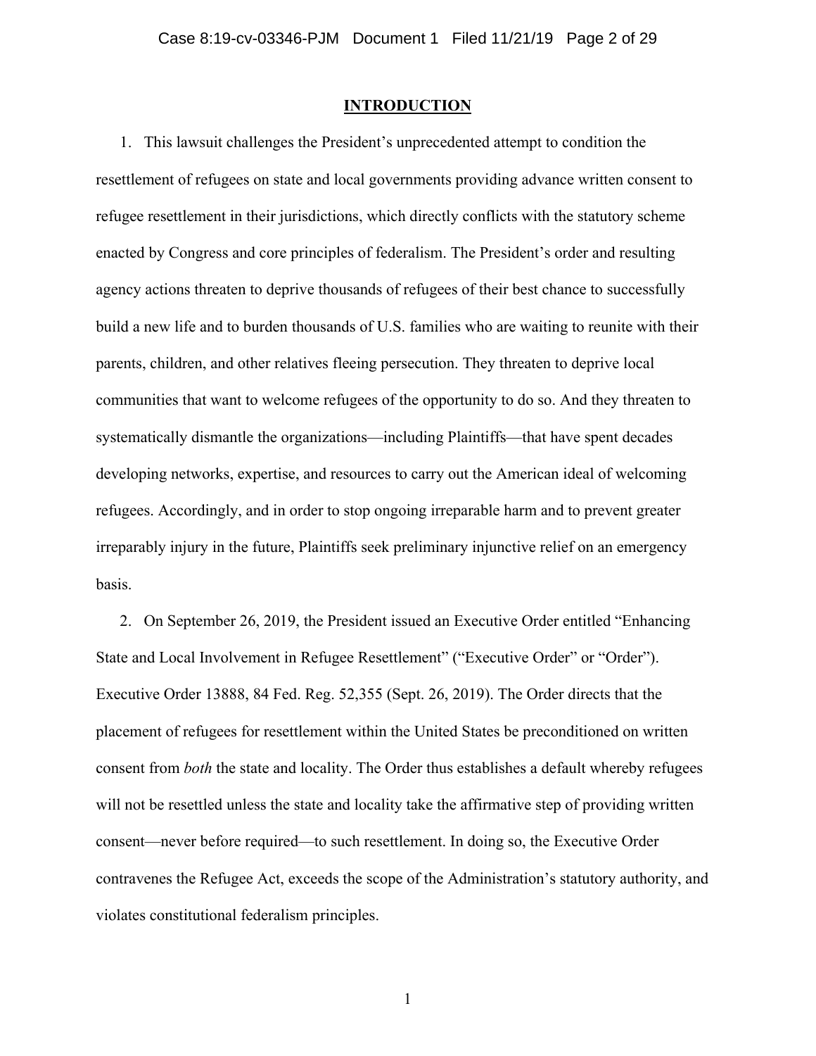## INTRODUCTION

1. This lawsuit challenges the President's unprecedented attempt to condition the resettlement of refugees on state and local governments providing advance written consent to refugee resettlement in their jurisdictions, which directly conflicts with the statutory scheme enacted by Congress and core principles of federalism. The President's order and resulting agency actions threaten to deprive thousands of refugees of their best chance to successfully build a new life and to burden thousands of U.S. families who are waiting to reunite with their parents, children, and other relatives fleeing persecution. They threaten to deprive local communities that want to welcome refugees of the opportunity to do so. And they threaten to systematically dismantle the organizations—including Plaintiffs—that have spent decades developing networks, expertise, and resources to carry out the American ideal of welcoming refugees. Accordingly, and in order to stop ongoing irreparable harm and to prevent greater irreparably injury in the future, Plaintiffs seek preliminary injunctive relief on an emergency basis.

2. On September 26, 2019, the President issued an Executive Order entitled "Enhancing State and Local Involvement in Refugee Resettlement" ("Executive Order" or "Order"). Executive Order 13888, 84 Fed. Reg. 52,355 (Sept. 26, 2019). The Order directs that the placement of refugees for resettlement within the United States be preconditioned on written consent from *both* the state and locality. The Order thus establishes a default whereby refugees will not be resettled unless the state and locality take the affirmative step of providing written consent—never before required—to such resettlement. In doing so, the Executive Order contravenes the Refugee Act, exceeds the scope of the Administration's statutory authority, and violates constitutional federalism principles.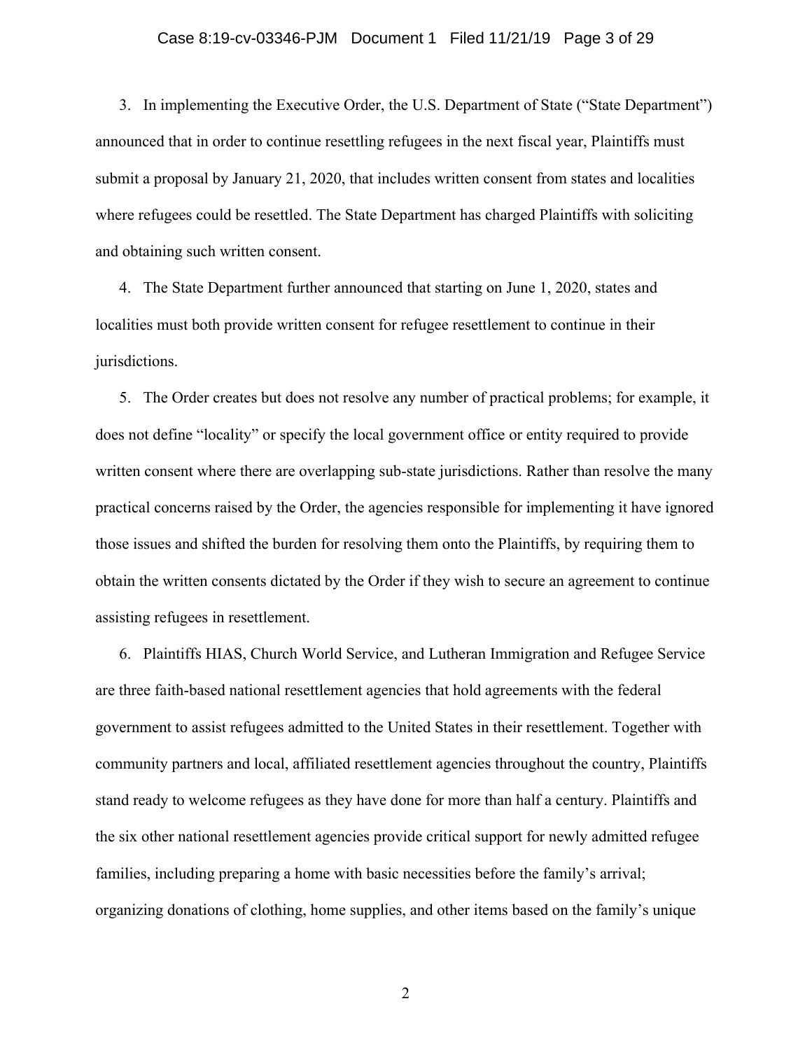3. In implementing the Executive Order, the U.S. Department of State ("State Department") announced that in order to continue resettling refugees in the next fiscal year, Plaintiffs must submit a proposal by January 21, 2020, that includes written consent from states and localities where refugees could be resettled. The State Department has charged Plaintiffs with soliciting and obtaining such written consent.

4. The State Department further announced that starting on June 1, 2020, states and localities must both provide written consent for refugee resettlement to continue in their jurisdictions.

5. The Order creates but does not resolve any number of practical problems; for example, it does not define "locality" or specify the local government office or entity required to provide written consent where there are overlapping sub-state jurisdictions. Rather than resolve the many practical concerns raised by the Order, the agencies responsible for implementing it have ignored those issues and shifted the burden for resolving them onto the Plaintiffs, by requiring them to obtain the written consents dictated by the Order if they wish to secure an agreement to continue assisting refugees in resettlement.

6. Plaintiffs HIAS, Church World Service, and Lutheran Immigration and Refugee Service are three faith-based national resettlement agencies that hold agreements with the federal government to assist refugees admitted to the United States in their resettlement. Together with community partners and local, affiliated resettlement agencies throughout the country, Plaintiffs stand ready to welcome refugees as they have done for more than half a century. Plaintiffs and the six other national resettlement agencies provide critical support for newly admitted refugee families, including preparing a home with basic necessities before the family's arrival; organizing donations of clothing, home supplies, and other items based on the family's unique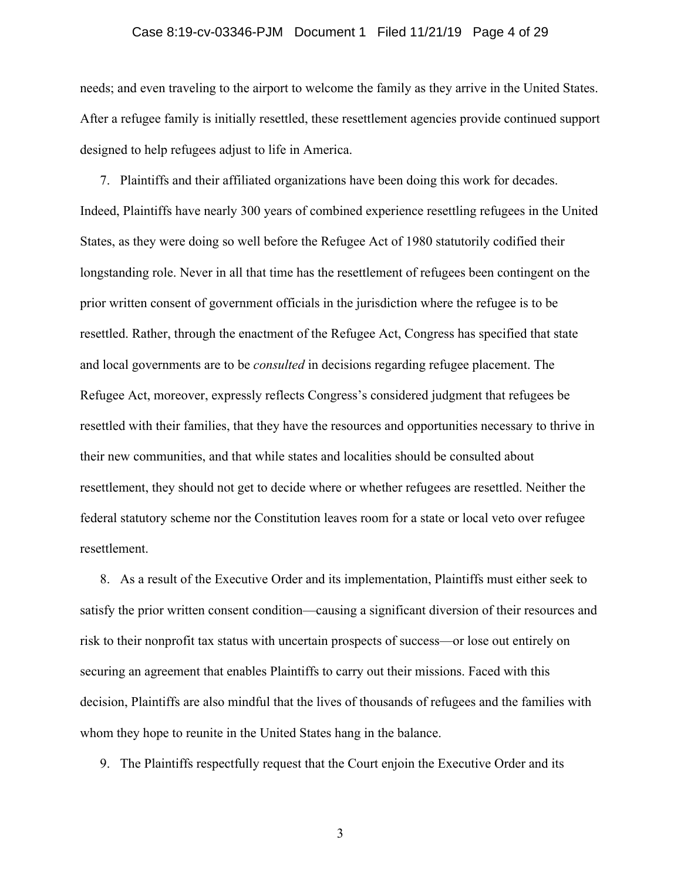needs; and even traveling to the airport to welcome the family as they arrive in the United States. After a refugee family is initially resettled, these resettlement agencies provide continued support designed to help refugees adjust to life in America.

7. Plaintiffs and their affiliated organizations have been doing this work for decades. Indeed, Plaintiffs have nearly 300 years of combined experience resettling refugees in the United States, as they were doing so well before the Refugee Act of 1980 statutorily codified their longstanding role. Never in all that time has the resettlement of refugees been contingent on the prior written consent of government officials in the jurisdiction where the refugee is to be resettled. Rather, through the enactment of the Refugee Act, Congress has specified that state and local governments are to be *consulted* in decisions regarding refugee placement. The Refugee Act, moreover, expressly reflects Congress's considered judgment that refugees be resettled with their families, that they have the resources and opportunities necessary to thrive in their new communities, and that while states and localities should be consulted about resettlement, they should not get to decide where or whether refugees are resettled. Neither the federal statutory scheme nor the Constitution leaves room for a state or local veto over refugee resettlement.

8. As a result of the Executive Order and its implementation, Plaintiffs must either seek to satisfy the prior written consent condition—causing a significant diversion of their resources and risk to their nonprofit tax status with uncertain prospects of success—or lose out entirely on securing an agreement that enables Plaintiffs to carry out their missions. Faced with this decision, Plaintiffs are also mindful that the lives of thousands of refugees and the families with whom they hope to reunite in the United States hang in the balance.

9. The Plaintiffs respectfully request that the Court enjoin the Executive Order and its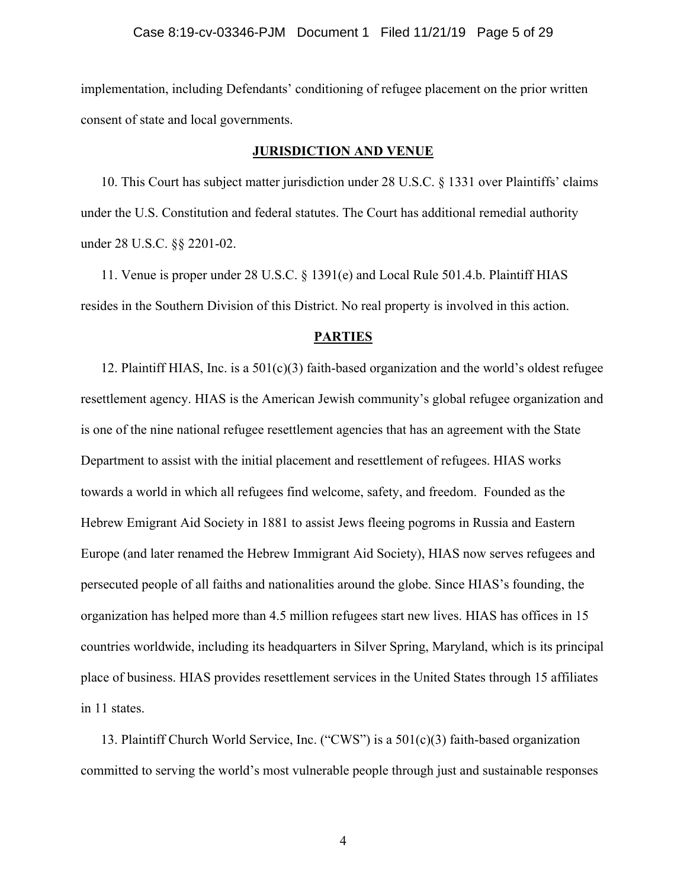implementation, including Defendants' conditioning of refugee placement on the prior written consent of state and local governments.

## JURISDICTION AND VENUE

10. This Court has subject matter jurisdiction under 28 U.S.C. § 1331 over Plaintiffs' claims under the U.S. Constitution and federal statutes. The Court has additional remedial authority under 28 U.S.C. §§ 2201-02.

11. Venue is proper under 28 U.S.C. § 1391(e) and Local Rule 501.4.b. Plaintiff HIAS resides in the Southern Division of this District. No real property is involved in this action.

## PARTIES

12. Plaintiff HIAS, Inc. is a 501(c)(3) faith-based organization and the world's oldest refugee resettlement agency. HIAS is the American Jewish community's global refugee organization and is one of the nine national refugee resettlement agencies that has an agreement with the State Department to assist with the initial placement and resettlement of refugees. HIAS works towards a world in which all refugees find welcome, safety, and freedom. Founded as the Hebrew Emigrant Aid Society in 1881 to assist Jews fleeing pogroms in Russia and Eastern Europe (and later renamed the Hebrew Immigrant Aid Society), HIAS now serves refugees and persecuted people of all faiths and nationalities around the globe. Since HIAS's founding, the organization has helped more than 4.5 million refugees start new lives. HIAS has offices in 15 countries worldwide, including its headquarters in Silver Spring, Maryland, which is its principal place of business. HIAS provides resettlement services in the United States through 15 affiliates in 11 states.

13. Plaintiff Church World Service, Inc. ("CWS") is a 501(c)(3) faith-based organization committed to serving the world's most vulnerable people through just and sustainable responses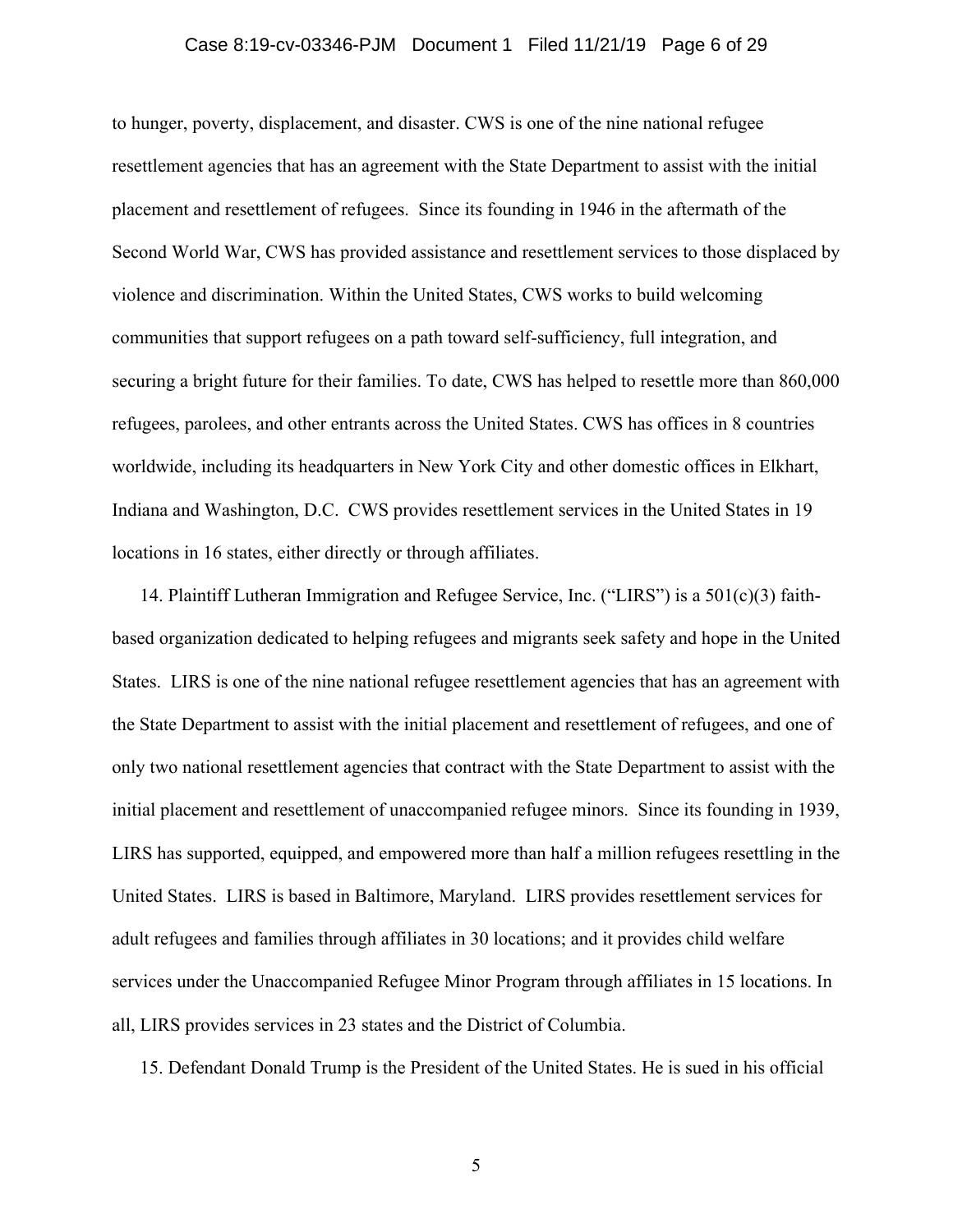to hunger, poverty, displacement, and disaster. CWS is one of the nine national refugee resettlement agencies that has an agreement with the State Department to assist with the initial placement and resettlement of refugees. Since its founding in 1946 in the aftermath of the Second World War, CWS has provided assistance and resettlement services to those displaced by violence and discrimination. Within the United States, CWS works to build welcoming communities that support refugees on a path toward self-sufficiency, full integration, and securing a bright future for their families. To date, CWS has helped to resettle more than 860,000 refugees, parolees, and other entrants across the United States. CWS has offices in 8 countries worldwide, including its headquarters in New York City and other domestic offices in Elkhart, Indiana and Washington, D.C. CWS provides resettlement services in the United States in 19 locations in 16 states, either directly or through affiliates.

14. Plaintiff Lutheran Immigration and Refugee Service, Inc. ("LIRS") is a 501(c)(3) faith-based organization dedicated to helping refugees and migrants seek safety and hope in the United States. LIRS is one of the nine national refugee resettlement agencies that has an agreement with the State Department to assist with the initial placement and resettlement of refugees, and one of only two national resettlement agencies that contract with the State Department to assist with the initial placement and resettlement of unaccompanied refugee minors. Since its founding in 1939, LIRS has supported, equipped, and empowered more than half a million refugees resettling in the United States. LIRS is based in Baltimore, Maryland. LIRS provides resettlement services for adult refugees and families through affiliates in 30 locations; and it provides child welfare services under the Unaccompanied Refugee Minor Program through affiliates in 15 locations. In all, LIRS provides services in 23 states and the District of Columbia.

15. Defendant Donald Trump is the President of the United States. He is sued in his official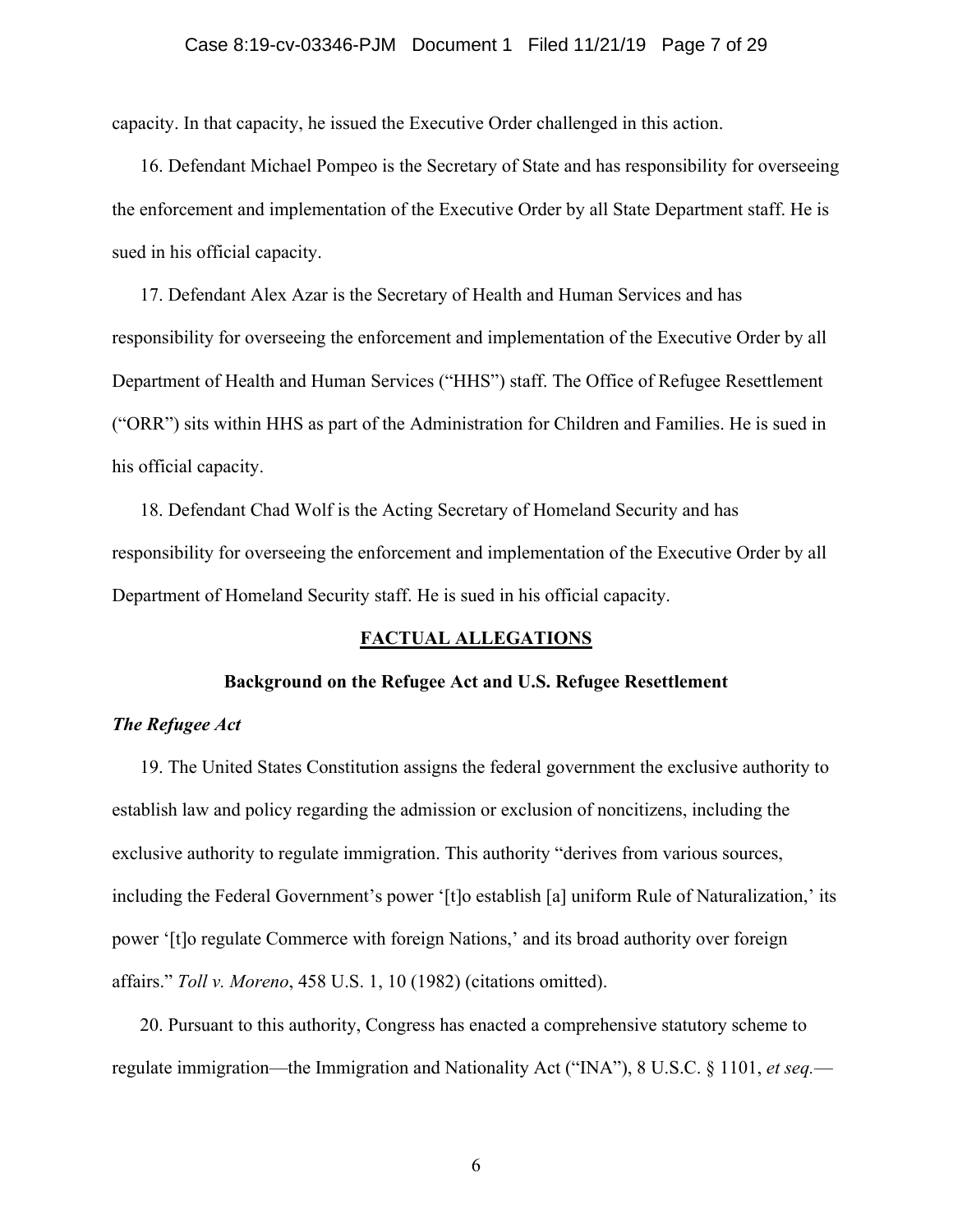capacity. In that capacity, he issued the Executive Order challenged in this action.

16. Defendant Michael Pompeo is the Secretary of State and has responsibility for overseeing the enforcement and implementation of the Executive Order by all State Department staff. He is sued in his official capacity.

17. Defendant Alex Azar is the Secretary of Health and Human Services and has responsibility for overseeing the enforcement and implementation of the Executive Order by all Department of Health and Human Services ("HHS") staff. The Office of Refugee Resettlement ("ORR") sits within HHS as part of the Administration for Children and Families. He is sued in his official capacity.

18. Defendant Chad Wolf is the Acting Secretary of Homeland Security and has responsibility for overseeing the enforcement and implementation of the Executive Order by all Department of Homeland Security staff. He is sued in his official capacity.

## FACTUAL ALLEGATIONS

### Background on the Refugee Act and U.S. Refugee Resettlement

#### *The Refugee Act*

19. The United States Constitution assigns the federal government the exclusive authority to establish law and policy regarding the admission or exclusion of noncitizens, including the exclusive authority to regulate immigration. This authority "derives from various sources, including the Federal Government's power '[t]o establish [a] uniform Rule of Naturalization,' its power '[t]o regulate Commerce with foreign Nations,' and its broad authority over foreign affairs." *Toll v. Moreno*, 458 U.S. 1, 10 (1982) (citations omitted).

20. Pursuant to this authority, Congress has enacted a comprehensive statutory scheme to regulate immigration—the Immigration and Nationality Act ("INA"), 8 U.S.C. § 1101, *et seq.*—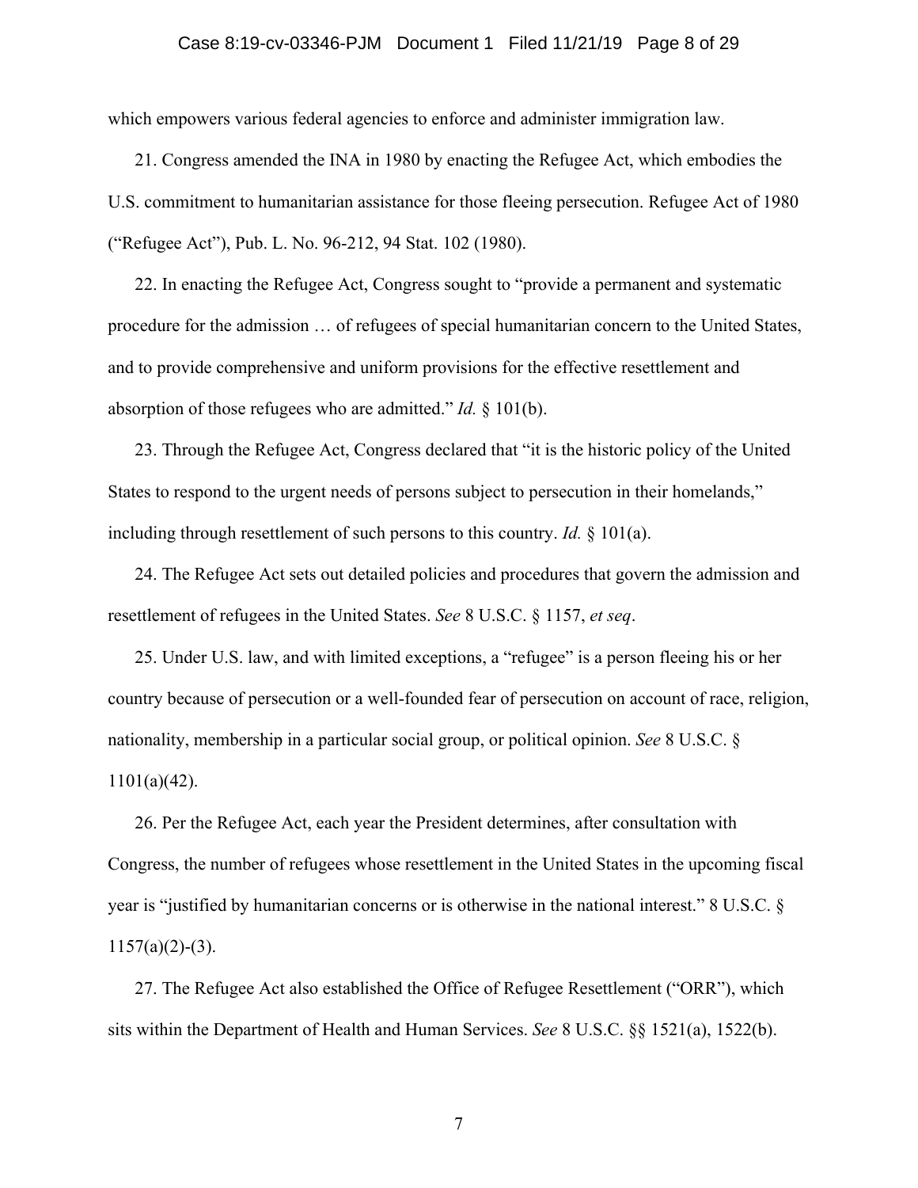which empowers various federal agencies to enforce and administer immigration law.

21. Congress amended the INA in 1980 by enacting the Refugee Act, which embodies the U.S. commitment to humanitarian assistance for those fleeing persecution. Refugee Act of 1980 ("Refugee Act"), Pub. L. No. 96-212, 94 Stat. 102 (1980).

22. In enacting the Refugee Act, Congress sought to "provide a permanent and systematic procedure for the admission … of refugees of special humanitarian concern to the United States, and to provide comprehensive and uniform provisions for the effective resettlement and absorption of those refugees who are admitted." *Id.* § 101(b).

23. Through the Refugee Act, Congress declared that "it is the historic policy of the United States to respond to the urgent needs of persons subject to persecution in their homelands," including through resettlement of such persons to this country. *Id.* § 101(a).

24. The Refugee Act sets out detailed policies and procedures that govern the admission and resettlement of refugees in the United States. *See* 8 U.S.C. § 1157, *et seq*.

25. Under U.S. law, and with limited exceptions, a "refugee" is a person fleeing his or her country because of persecution or a well-founded fear of persecution on account of race, religion, nationality, membership in a particular social group, or political opinion. *See* 8 U.S.C. § 1101(a)(42).

26. Per the Refugee Act, each year the President determines, after consultation with Congress, the number of refugees whose resettlement in the United States in the upcoming fiscal year is "justified by humanitarian concerns or is otherwise in the national interest." 8 U.S.C. § 1157(a)(2)-(3).

27. The Refugee Act also established the Office of Refugee Resettlement ("ORR"), which sits within the Department of Health and Human Services. *See* 8 U.S.C. §§ 1521(a), 1522(b).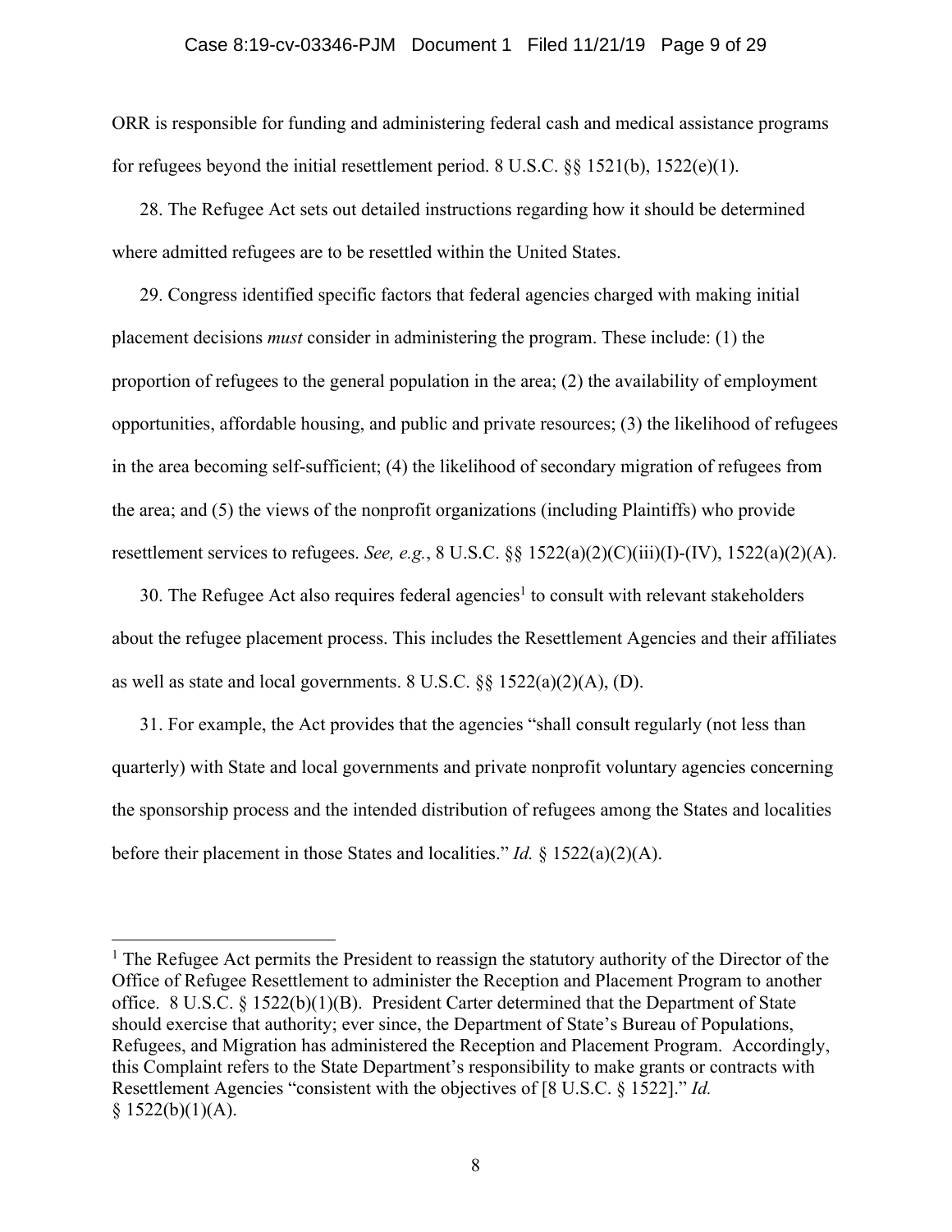ORR is responsible for funding and administering federal cash and medical assistance programs for refugees beyond the initial resettlement period. 8 U.S.C. §§ 1521(b), 1522(e)(1).

28. The Refugee Act sets out detailed instructions regarding how it should be determined where admitted refugees are to be resettled within the United States.

29. Congress identified specific factors that federal agencies charged with making initial placement decisions *must* consider in administering the program. These include: (1) the proportion of refugees to the general population in the area; (2) the availability of employment opportunities, affordable housing, and public and private resources; (3) the likelihood of refugees in the area becoming self-sufficient; (4) the likelihood of secondary migration of refugees from the area; and (5) the views of the nonprofit organizations (including Plaintiffs) who provide resettlement services to refugees. *See, e.g.*, 8 U.S.C. §§ 1522(a)(2)(C)(iii)(I)-(IV), 1522(a)(2)(A).

30. The Refugee Act also requires federal agencies[1] to consult with relevant stakeholders about the refugee placement process. This includes the Resettlement Agencies and their affiliates as well as state and local governments. 8 U.S.C. §§ 1522(a)(2)(A), (D).

31. For example, the Act provides that the agencies "shall consult regularly (not less than quarterly) with State and local governments and private nonprofit voluntary agencies concerning the sponsorship process and the intended distribution of refugees among the States and localities before their placement in those States and localities." *Id.* § 1522(a)(2)(A).

---

[1] The Refugee Act permits the President to reassign the statutory authority of the Director of the Office of Refugee Resettlement to administer the Reception and Placement Program to another office. 8 U.S.C. § 1522(b)(1)(B). President Carter determined that the Department of State should exercise that authority; ever since, the Department of State's Bureau of Populations, Refugees, and Migration has administered the Reception and Placement Program. Accordingly, this Complaint refers to the State Department's responsibility to make grants or contracts with Resettlement Agencies "consistent with the objectives of [8 U.S.C. § 1522]." *Id.* § 1522(b)(1)(A).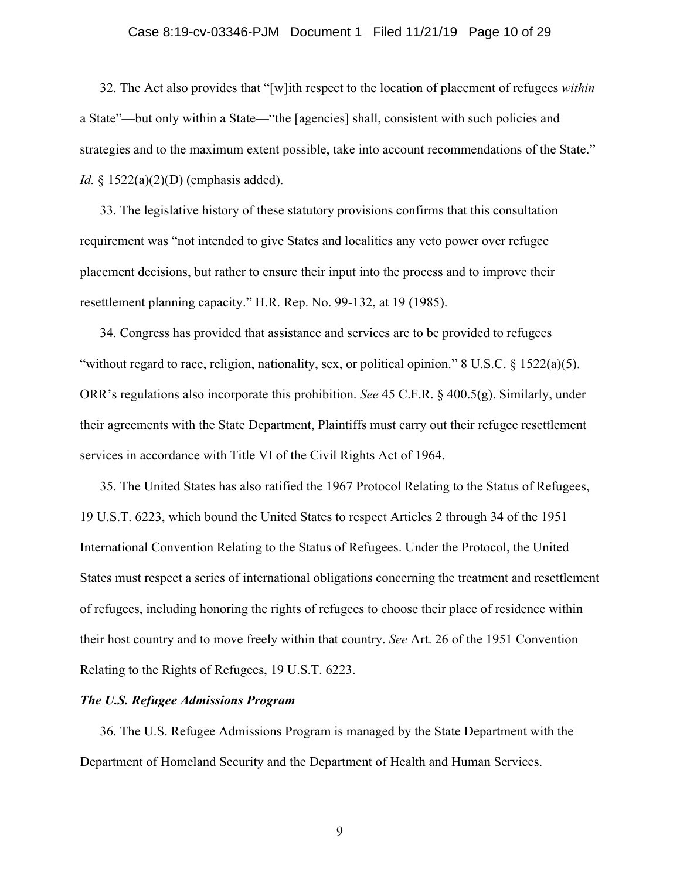32. The Act also provides that "[w]ith respect to the location of placement of refugees *within* a State"—but only within a State—"the [agencies] shall, consistent with such policies and strategies and to the maximum extent possible, take into account recommendations of the State." *Id.* § 1522(a)(2)(D) (emphasis added).

33. The legislative history of these statutory provisions confirms that this consultation requirement was "not intended to give States and localities any veto power over refugee placement decisions, but rather to ensure their input into the process and to improve their resettlement planning capacity." H.R. Rep. No. 99-132, at 19 (1985).

34. Congress has provided that assistance and services are to be provided to refugees "without regard to race, religion, nationality, sex, or political opinion." 8 U.S.C. § 1522(a)(5). ORR's regulations also incorporate this prohibition. *See* 45 C.F.R. § 400.5(g). Similarly, under their agreements with the State Department, Plaintiffs must carry out their refugee resettlement services in accordance with Title VI of the Civil Rights Act of 1964.

35. The United States has also ratified the 1967 Protocol Relating to the Status of Refugees, 19 U.S.T. 6223, which bound the United States to respect Articles 2 through 34 of the 1951 International Convention Relating to the Status of Refugees. Under the Protocol, the United States must respect a series of international obligations concerning the treatment and resettlement of refugees, including honoring the rights of refugees to choose their place of residence within their host country and to move freely within that country. *See* Art. 26 of the 1951 Convention Relating to the Rights of Refugees, 19 U.S.T. 6223.

***The U.S. Refugee Admissions Program***

36. The U.S. Refugee Admissions Program is managed by the State Department with the Department of Homeland Security and the Department of Health and Human Services.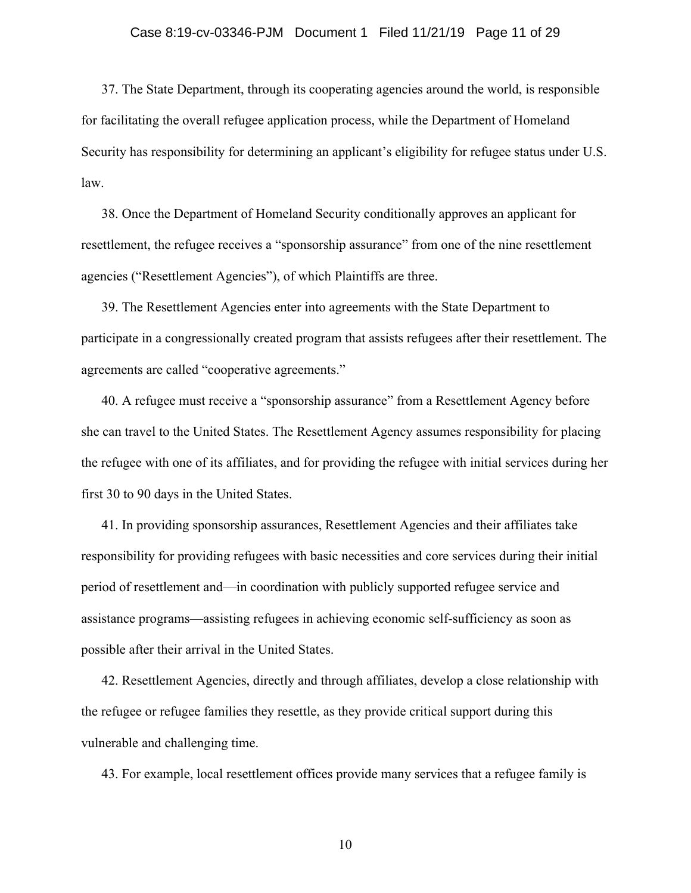37. The State Department, through its cooperating agencies around the world, is responsible for facilitating the overall refugee application process, while the Department of Homeland Security has responsibility for determining an applicant's eligibility for refugee status under U.S. law.

38. Once the Department of Homeland Security conditionally approves an applicant for resettlement, the refugee receives a "sponsorship assurance" from one of the nine resettlement agencies ("Resettlement Agencies"), of which Plaintiffs are three.

39. The Resettlement Agencies enter into agreements with the State Department to participate in a congressionally created program that assists refugees after their resettlement. The agreements are called "cooperative agreements."

40. A refugee must receive a "sponsorship assurance" from a Resettlement Agency before she can travel to the United States. The Resettlement Agency assumes responsibility for placing the refugee with one of its affiliates, and for providing the refugee with initial services during her first 30 to 90 days in the United States.

41. In providing sponsorship assurances, Resettlement Agencies and their affiliates take responsibility for providing refugees with basic necessities and core services during their initial period of resettlement and—in coordination with publicly supported refugee service and assistance programs—assisting refugees in achieving economic self-sufficiency as soon as possible after their arrival in the United States.

42. Resettlement Agencies, directly and through affiliates, develop a close relationship with the refugee or refugee families they resettle, as they provide critical support during this vulnerable and challenging time.

43. For example, local resettlement offices provide many services that a refugee family is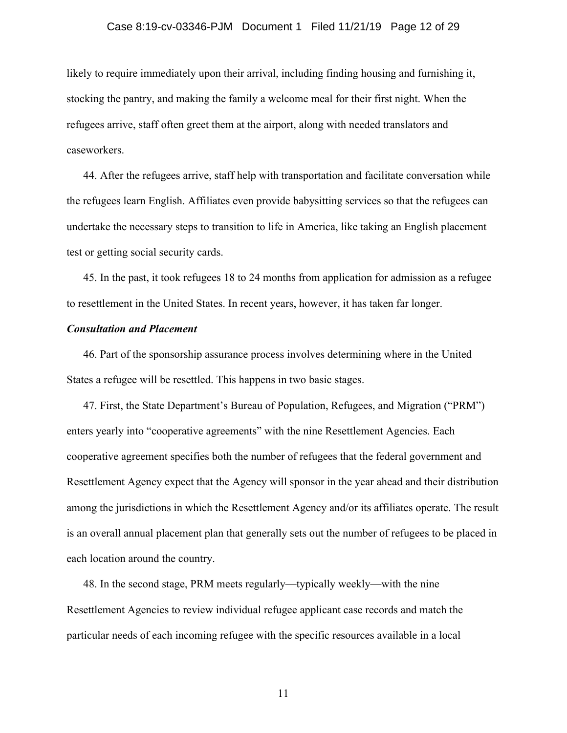likely to require immediately upon their arrival, including finding housing and furnishing it, stocking the pantry, and making the family a welcome meal for their first night. When the refugees arrive, staff often greet them at the airport, along with needed translators and caseworkers.

44. After the refugees arrive, staff help with transportation and facilitate conversation while the refugees learn English. Affiliates even provide babysitting services so that the refugees can undertake the necessary steps to transition to life in America, like taking an English placement test or getting social security cards.

45. In the past, it took refugees 18 to 24 months from application for admission as a refugee to resettlement in the United States. In recent years, however, it has taken far longer.

***Consultation and Placement***

46. Part of the sponsorship assurance process involves determining where in the United States a refugee will be resettled. This happens in two basic stages.

47. First, the State Department's Bureau of Population, Refugees, and Migration ("PRM") enters yearly into "cooperative agreements" with the nine Resettlement Agencies. Each cooperative agreement specifies both the number of refugees that the federal government and Resettlement Agency expect that the Agency will sponsor in the year ahead and their distribution among the jurisdictions in which the Resettlement Agency and/or its affiliates operate. The result is an overall annual placement plan that generally sets out the number of refugees to be placed in each location around the country.

48. In the second stage, PRM meets regularly—typically weekly—with the nine Resettlement Agencies to review individual refugee applicant case records and match the particular needs of each incoming refugee with the specific resources available in a local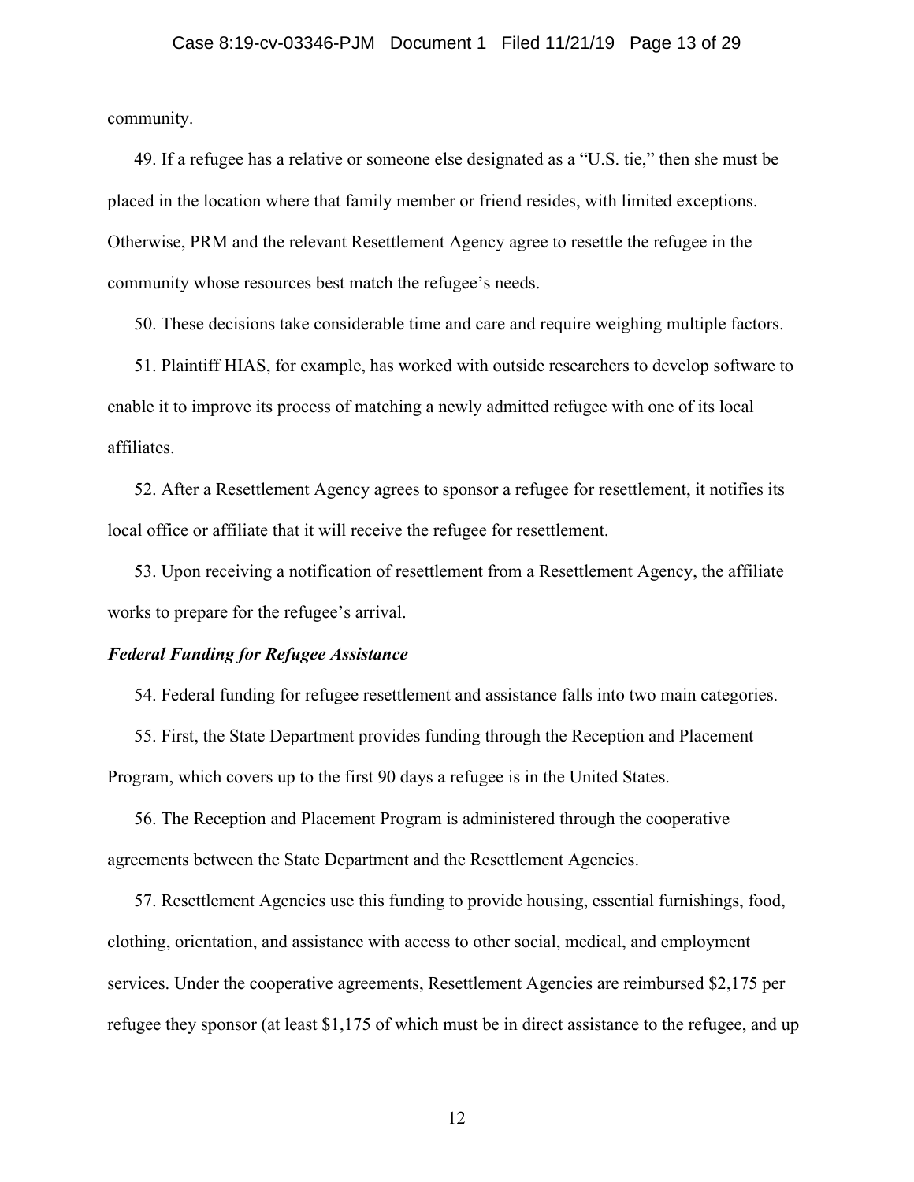community.

49. If a refugee has a relative or someone else designated as a "U.S. tie," then she must be placed in the location where that family member or friend resides, with limited exceptions. Otherwise, PRM and the relevant Resettlement Agency agree to resettle the refugee in the community whose resources best match the refugee's needs.

50. These decisions take considerable time and care and require weighing multiple factors.

51. Plaintiff HIAS, for example, has worked with outside researchers to develop software to enable it to improve its process of matching a newly admitted refugee with one of its local affiliates.

52. After a Resettlement Agency agrees to sponsor a refugee for resettlement, it notifies its local office or affiliate that it will receive the refugee for resettlement.

53. Upon receiving a notification of resettlement from a Resettlement Agency, the affiliate works to prepare for the refugee's arrival.

***Federal Funding for Refugee Assistance***

54. Federal funding for refugee resettlement and assistance falls into two main categories.

55. First, the State Department provides funding through the Reception and Placement Program, which covers up to the first 90 days a refugee is in the United States.

56. The Reception and Placement Program is administered through the cooperative agreements between the State Department and the Resettlement Agencies.

57. Resettlement Agencies use this funding to provide housing, essential furnishings, food, clothing, orientation, and assistance with access to other social, medical, and employment services. Under the cooperative agreements, Resettlement Agencies are reimbursed $2,175 per refugee they sponsor (at least $1,175 of which must be in direct assistance to the refugee, and up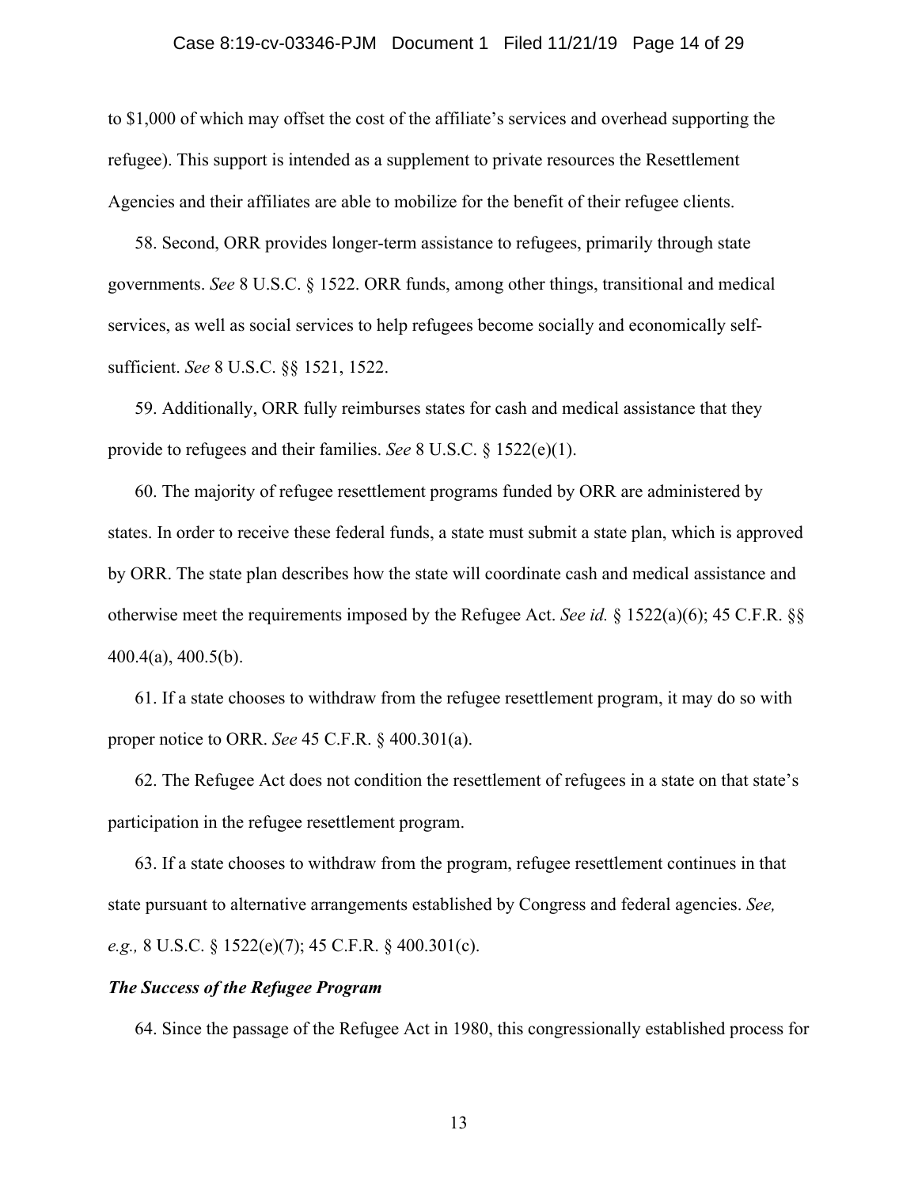to $1,000 of which may offset the cost of the affiliate's services and overhead supporting the refugee). This support is intended as a supplement to private resources the Resettlement Agencies and their affiliates are able to mobilize for the benefit of their refugee clients.

58. Second, ORR provides longer-term assistance to refugees, primarily through state governments. *See* 8 U.S.C. § 1522. ORR funds, among other things, transitional and medical services, as well as social services to help refugees become socially and economically self-sufficient. *See* 8 U.S.C. §§ 1521, 1522.

59. Additionally, ORR fully reimburses states for cash and medical assistance that they provide to refugees and their families. *See* 8 U.S.C. § 1522(e)(1).

60. The majority of refugee resettlement programs funded by ORR are administered by states. In order to receive these federal funds, a state must submit a state plan, which is approved by ORR. The state plan describes how the state will coordinate cash and medical assistance and otherwise meet the requirements imposed by the Refugee Act. *See id.* § 1522(a)(6); 45 C.F.R. §§ 400.4(a), 400.5(b).

61. If a state chooses to withdraw from the refugee resettlement program, it may do so with proper notice to ORR. *See* 45 C.F.R. § 400.301(a).

62. The Refugee Act does not condition the resettlement of refugees in a state on that state's participation in the refugee resettlement program.

63. If a state chooses to withdraw from the program, refugee resettlement continues in that state pursuant to alternative arrangements established by Congress and federal agencies. *See, e.g.,* 8 U.S.C. § 1522(e)(7); 45 C.F.R. § 400.301(c).

***The Success of the Refugee Program***

64. Since the passage of the Refugee Act in 1980, this congressionally established process for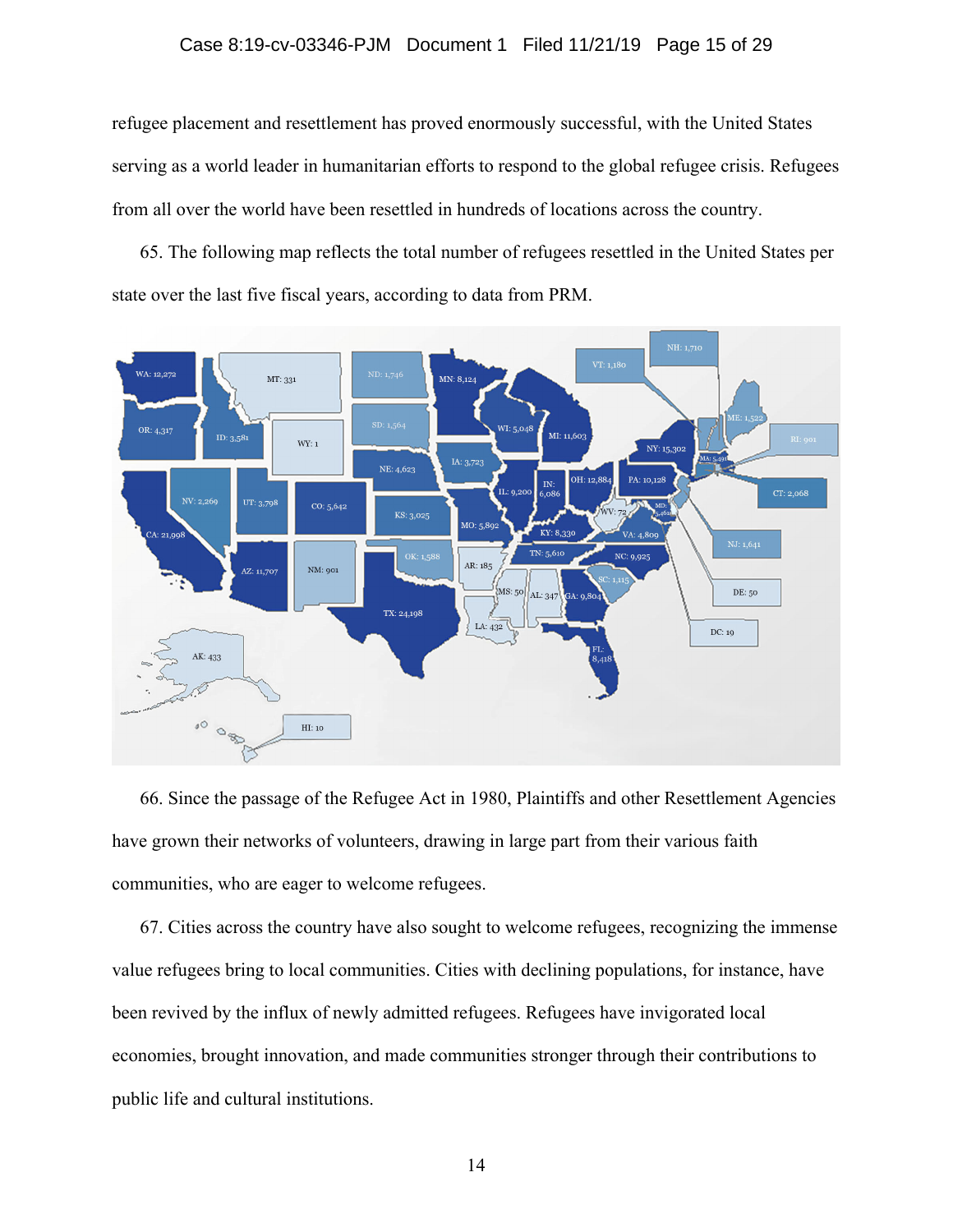refugee placement and resettlement has proved enormously successful, with the United States serving as a world leader in humanitarian efforts to respond to the global refugee crisis. Refugees from all over the world have been resettled in hundreds of locations across the country.

65. The following map reflects the total number of refugees resettled in the United States per state over the last five fiscal years, according to data from PRM.

WA: 12,272 MT: 331 ND: 1,746 MN: 8,124 VT: 1,180 NH: 1,710 OR: 4,317 ID: 3,581 WY: 1 SD: 1,564 WI: 5,048 MI: 11,603 ME: 1,522 NY: 15,302 RI: 901 MA: 5,491 IA: 3,723 NE: 4,623 IN: 6,086 OH: 12,884 PA: 10,128 CT: 2,068 NV: 2,269 UT: 3,798 CO: 5,642 IL: 9,200 KS: 3,025 WV: 72 MD: 5,461 MO: 5,892 KY: 8,330 VA: 4,809 NJ: 1,641 CA: 21,998 TN: 5,610 NC: 9,925 OK: 1,588 AZ: 11,707 NM: 901 AR: 185 SC: 1,115 DE: 50 MS: 50 AL: 347 GA: 9,804 TX: 24,198 LA: 432 DC: 19 FL: 8,418 AK: 433 HI: 10

66. Since the passage of the Refugee Act in 1980, Plaintiffs and other Resettlement Agencies have grown their networks of volunteers, drawing in large part from their various faith communities, who are eager to welcome refugees.

67. Cities across the country have also sought to welcome refugees, recognizing the immense value refugees bring to local communities. Cities with declining populations, for instance, have been revived by the influx of newly admitted refugees. Refugees have invigorated local economies, brought innovation, and made communities stronger through their contributions to public life and cultural institutions.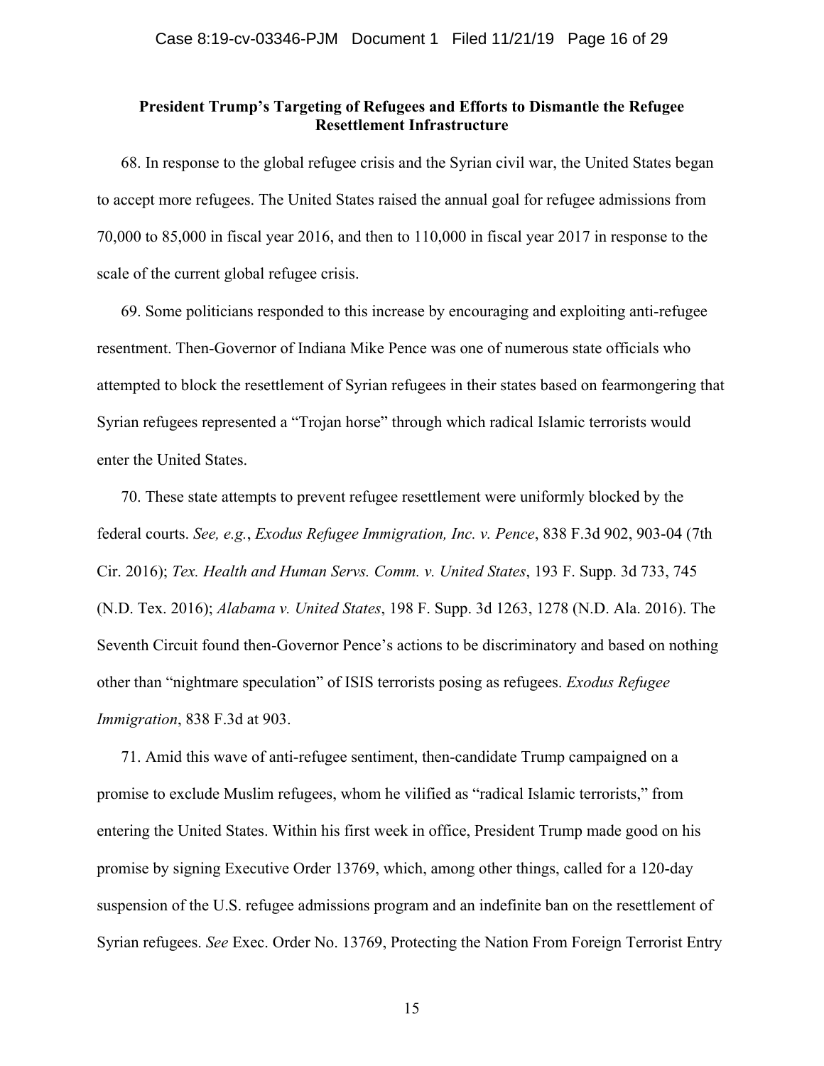**President Trump's Targeting of Refugees and Efforts to Dismantle the Refugee Resettlement Infrastructure**

68. In response to the global refugee crisis and the Syrian civil war, the United States began to accept more refugees. The United States raised the annual goal for refugee admissions from 70,000 to 85,000 in fiscal year 2016, and then to 110,000 in fiscal year 2017 in response to the scale of the current global refugee crisis.

69. Some politicians responded to this increase by encouraging and exploiting anti-refugee resentment. Then-Governor of Indiana Mike Pence was one of numerous state officials who attempted to block the resettlement of Syrian refugees in their states based on fearmongering that Syrian refugees represented a "Trojan horse" through which radical Islamic terrorists would enter the United States.

70. These state attempts to prevent refugee resettlement were uniformly blocked by the federal courts. *See, e.g.*, *Exodus Refugee Immigration, Inc. v. Pence*, 838 F.3d 902, 903-04 (7th Cir. 2016); *Tex. Health and Human Servs. Comm. v. United States*, 193 F. Supp. 3d 733, 745 (N.D. Tex. 2016); *Alabama v. United States*, 198 F. Supp. 3d 1263, 1278 (N.D. Ala. 2016). The Seventh Circuit found then-Governor Pence's actions to be discriminatory and based on nothing other than "nightmare speculation" of ISIS terrorists posing as refugees. *Exodus Refugee Immigration*, 838 F.3d at 903.

71. Amid this wave of anti-refugee sentiment, then-candidate Trump campaigned on a promise to exclude Muslim refugees, whom he vilified as "radical Islamic terrorists," from entering the United States. Within his first week in office, President Trump made good on his promise by signing Executive Order 13769, which, among other things, called for a 120-day suspension of the U.S. refugee admissions program and an indefinite ban on the resettlement of Syrian refugees. *See* Exec. Order No. 13769, Protecting the Nation From Foreign Terrorist Entry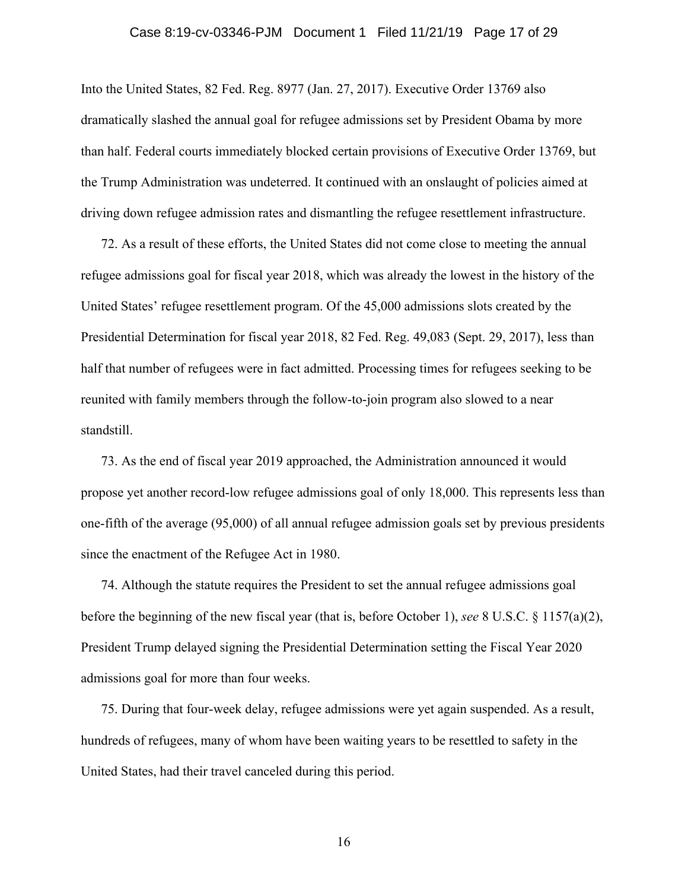Into the United States, 82 Fed. Reg. 8977 (Jan. 27, 2017). Executive Order 13769 also dramatically slashed the annual goal for refugee admissions set by President Obama by more than half. Federal courts immediately blocked certain provisions of Executive Order 13769, but the Trump Administration was undeterred. It continued with an onslaught of policies aimed at driving down refugee admission rates and dismantling the refugee resettlement infrastructure.

72. As a result of these efforts, the United States did not come close to meeting the annual refugee admissions goal for fiscal year 2018, which was already the lowest in the history of the United States' refugee resettlement program. Of the 45,000 admissions slots created by the Presidential Determination for fiscal year 2018, 82 Fed. Reg. 49,083 (Sept. 29, 2017), less than half that number of refugees were in fact admitted. Processing times for refugees seeking to be reunited with family members through the follow-to-join program also slowed to a near standstill.

73. As the end of fiscal year 2019 approached, the Administration announced it would propose yet another record-low refugee admissions goal of only 18,000. This represents less than one-fifth of the average (95,000) of all annual refugee admission goals set by previous presidents since the enactment of the Refugee Act in 1980.

74. Although the statute requires the President to set the annual refugee admissions goal before the beginning of the new fiscal year (that is, before October 1), *see* 8 U.S.C. § 1157(a)(2), President Trump delayed signing the Presidential Determination setting the Fiscal Year 2020 admissions goal for more than four weeks.

75. During that four-week delay, refugee admissions were yet again suspended. As a result, hundreds of refugees, many of whom have been waiting years to be resettled to safety in the United States, had their travel canceled during this period.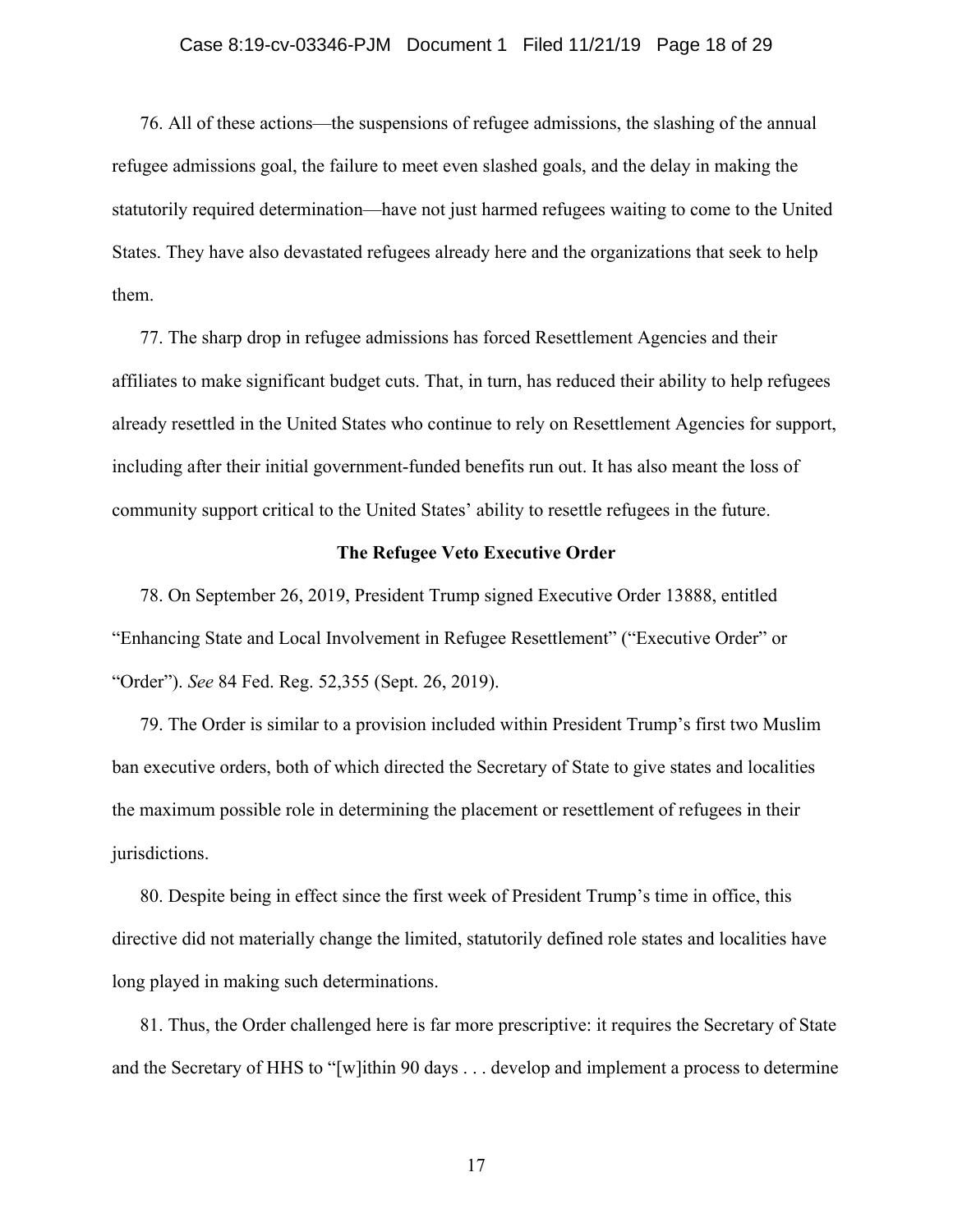76. All of these actions—the suspensions of refugee admissions, the slashing of the annual refugee admissions goal, the failure to meet even slashed goals, and the delay in making the statutorily required determination—have not just harmed refugees waiting to come to the United States. They have also devastated refugees already here and the organizations that seek to help them.

77. The sharp drop in refugee admissions has forced Resettlement Agencies and their affiliates to make significant budget cuts. That, in turn, has reduced their ability to help refugees already resettled in the United States who continue to rely on Resettlement Agencies for support, including after their initial government-funded benefits run out. It has also meant the loss of community support critical to the United States' ability to resettle refugees in the future.

**The Refugee Veto Executive Order**

78. On September 26, 2019, President Trump signed Executive Order 13888, entitled "Enhancing State and Local Involvement in Refugee Resettlement" ("Executive Order" or "Order"). *See* 84 Fed. Reg. 52,355 (Sept. 26, 2019).

79. The Order is similar to a provision included within President Trump's first two Muslim ban executive orders, both of which directed the Secretary of State to give states and localities the maximum possible role in determining the placement or resettlement of refugees in their jurisdictions.

80. Despite being in effect since the first week of President Trump's time in office, this directive did not materially change the limited, statutorily defined role states and localities have long played in making such determinations.

81. Thus, the Order challenged here is far more prescriptive: it requires the Secretary of State and the Secretary of HHS to "[w]ithin 90 days . . . develop and implement a process to determine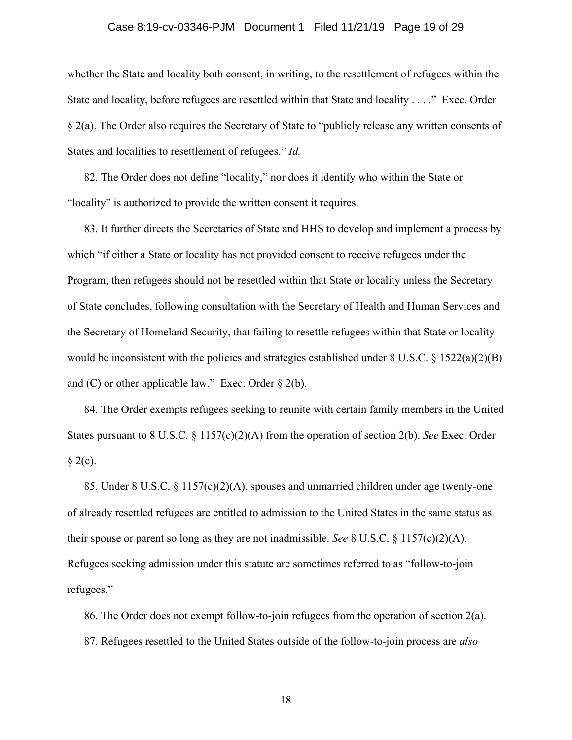whether the State and locality both consent, in writing, to the resettlement of refugees within the State and locality, before refugees are resettled within that State and locality . . . ." Exec. Order § 2(a). The Order also requires the Secretary of State to "publicly release any written consents of States and localities to resettlement of refugees." *Id.*

82. The Order does not define "locality," nor does it identify who within the State or "locality" is authorized to provide the written consent it requires.

83. It further directs the Secretaries of State and HHS to develop and implement a process by which "if either a State or locality has not provided consent to receive refugees under the Program, then refugees should not be resettled within that State or locality unless the Secretary of State concludes, following consultation with the Secretary of Health and Human Services and the Secretary of Homeland Security, that failing to resettle refugees within that State or locality would be inconsistent with the policies and strategies established under 8 U.S.C. § 1522(a)(2)(B) and (C) or other applicable law." Exec. Order § 2(b).

84. The Order exempts refugees seeking to reunite with certain family members in the United States pursuant to 8 U.S.C. § 1157(c)(2)(A) from the operation of section 2(b). *See* Exec. Order § 2(c).

85. Under 8 U.S.C. § 1157(c)(2)(A), spouses and unmarried children under age twenty-one of already resettled refugees are entitled to admission to the United States in the same status as their spouse or parent so long as they are not inadmissible. *See* 8 U.S.C. § 1157(c)(2)(A). Refugees seeking admission under this statute are sometimes referred to as "follow-to-join refugees."

86. The Order does not exempt follow-to-join refugees from the operation of section 2(a).

87. Refugees resettled to the United States outside of the follow-to-join process are *also*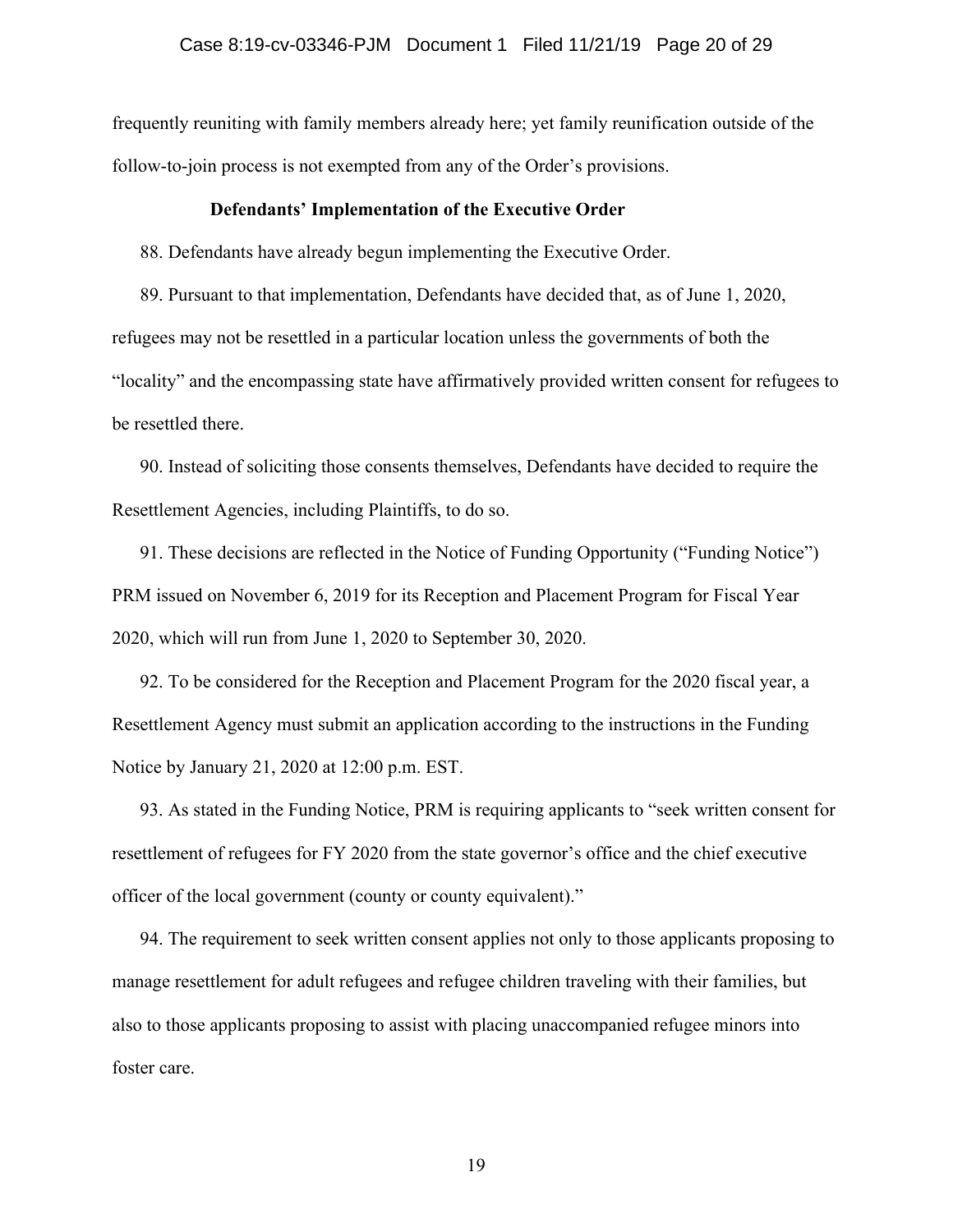frequently reuniting with family members already here; yet family reunification outside of the follow-to-join process is not exempted from any of the Order's provisions.

**Defendants' Implementation of the Executive Order**

88. Defendants have already begun implementing the Executive Order.

89. Pursuant to that implementation, Defendants have decided that, as of June 1, 2020, refugees may not be resettled in a particular location unless the governments of both the "locality" and the encompassing state have affirmatively provided written consent for refugees to be resettled there.

90. Instead of soliciting those consents themselves, Defendants have decided to require the Resettlement Agencies, including Plaintiffs, to do so.

91. These decisions are reflected in the Notice of Funding Opportunity ("Funding Notice") PRM issued on November 6, 2019 for its Reception and Placement Program for Fiscal Year 2020, which will run from June 1, 2020 to September 30, 2020.

92. To be considered for the Reception and Placement Program for the 2020 fiscal year, a Resettlement Agency must submit an application according to the instructions in the Funding Notice by January 21, 2020 at 12:00 p.m. EST.

93. As stated in the Funding Notice, PRM is requiring applicants to "seek written consent for resettlement of refugees for FY 2020 from the state governor's office and the chief executive officer of the local government (county or county equivalent)."

94. The requirement to seek written consent applies not only to those applicants proposing to manage resettlement for adult refugees and refugee children traveling with their families, but also to those applicants proposing to assist with placing unaccompanied refugee minors into foster care.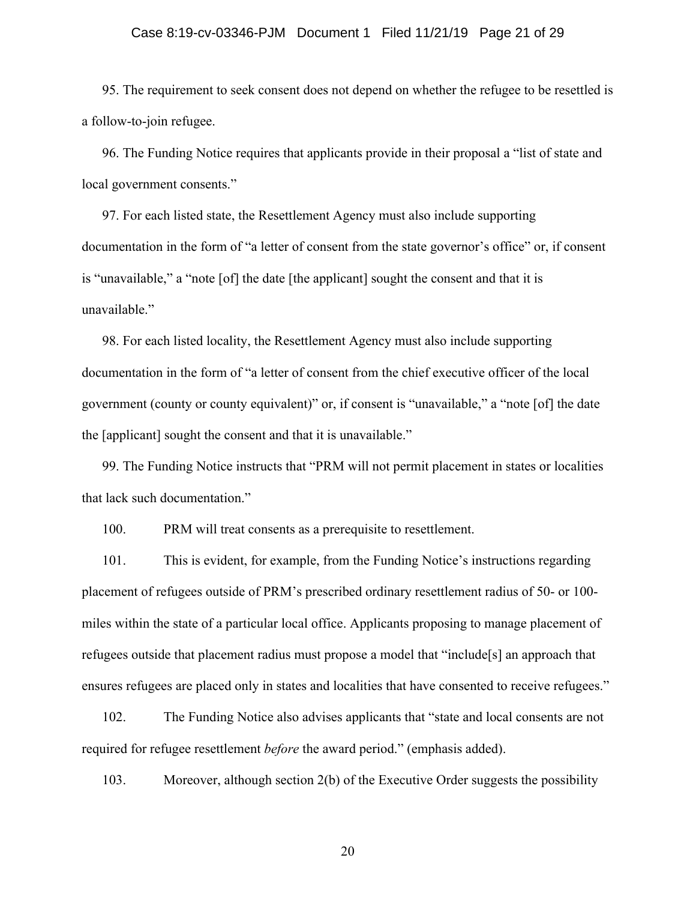95. The requirement to seek consent does not depend on whether the refugee to be resettled is a follow-to-join refugee.

96. The Funding Notice requires that applicants provide in their proposal a "list of state and local government consents."

97. For each listed state, the Resettlement Agency must also include supporting documentation in the form of "a letter of consent from the state governor's office" or, if consent is "unavailable," a "note [of] the date [the applicant] sought the consent and that it is unavailable."

98. For each listed locality, the Resettlement Agency must also include supporting documentation in the form of "a letter of consent from the chief executive officer of the local government (county or county equivalent)" or, if consent is "unavailable," a "note [of] the date the [applicant] sought the consent and that it is unavailable."

99. The Funding Notice instructs that "PRM will not permit placement in states or localities that lack such documentation."

100. PRM will treat consents as a prerequisite to resettlement.

101. This is evident, for example, from the Funding Notice's instructions regarding placement of refugees outside of PRM's prescribed ordinary resettlement radius of 50- or 100-miles within the state of a particular local office. Applicants proposing to manage placement of refugees outside that placement radius must propose a model that "include[s] an approach that ensures refugees are placed only in states and localities that have consented to receive refugees."

102. The Funding Notice also advises applicants that "state and local consents are not required for refugee resettlement *before* the award period." (emphasis added).

103. Moreover, although section 2(b) of the Executive Order suggests the possibility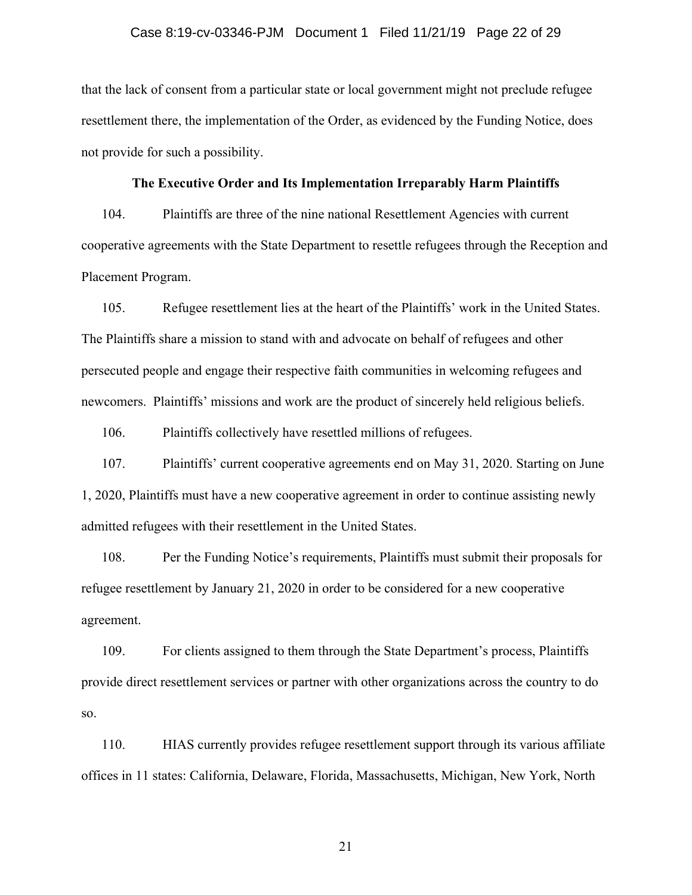that the lack of consent from a particular state or local government might not preclude refugee resettlement there, the implementation of the Order, as evidenced by the Funding Notice, does not provide for such a possibility.

**The Executive Order and Its Implementation Irreparably Harm Plaintiffs**

104. Plaintiffs are three of the nine national Resettlement Agencies with current cooperative agreements with the State Department to resettle refugees through the Reception and Placement Program.

105. Refugee resettlement lies at the heart of the Plaintiffs' work in the United States. The Plaintiffs share a mission to stand with and advocate on behalf of refugees and other persecuted people and engage their respective faith communities in welcoming refugees and newcomers. Plaintiffs' missions and work are the product of sincerely held religious beliefs.

106. Plaintiffs collectively have resettled millions of refugees.

107. Plaintiffs' current cooperative agreements end on May 31, 2020. Starting on June 1, 2020, Plaintiffs must have a new cooperative agreement in order to continue assisting newly admitted refugees with their resettlement in the United States.

108. Per the Funding Notice's requirements, Plaintiffs must submit their proposals for refugee resettlement by January 21, 2020 in order to be considered for a new cooperative agreement.

109. For clients assigned to them through the State Department's process, Plaintiffs provide direct resettlement services or partner with other organizations across the country to do so.

110. HIAS currently provides refugee resettlement support through its various affiliate offices in 11 states: California, Delaware, Florida, Massachusetts, Michigan, New York, North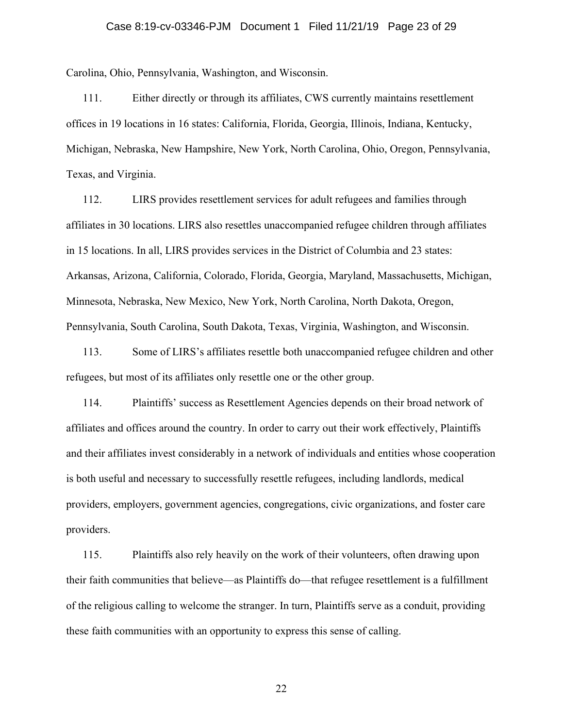Carolina, Ohio, Pennsylvania, Washington, and Wisconsin.

111. Either directly or through its affiliates, CWS currently maintains resettlement offices in 19 locations in 16 states: California, Florida, Georgia, Illinois, Indiana, Kentucky, Michigan, Nebraska, New Hampshire, New York, North Carolina, Ohio, Oregon, Pennsylvania, Texas, and Virginia.

112. LIRS provides resettlement services for adult refugees and families through affiliates in 30 locations. LIRS also resettles unaccompanied refugee children through affiliates in 15 locations. In all, LIRS provides services in the District of Columbia and 23 states: Arkansas, Arizona, California, Colorado, Florida, Georgia, Maryland, Massachusetts, Michigan, Minnesota, Nebraska, New Mexico, New York, North Carolina, North Dakota, Oregon, Pennsylvania, South Carolina, South Dakota, Texas, Virginia, Washington, and Wisconsin.

113. Some of LIRS's affiliates resettle both unaccompanied refugee children and other refugees, but most of its affiliates only resettle one or the other group.

114. Plaintiffs' success as Resettlement Agencies depends on their broad network of affiliates and offices around the country. In order to carry out their work effectively, Plaintiffs and their affiliates invest considerably in a network of individuals and entities whose cooperation is both useful and necessary to successfully resettle refugees, including landlords, medical providers, employers, government agencies, congregations, civic organizations, and foster care providers.

115. Plaintiffs also rely heavily on the work of their volunteers, often drawing upon their faith communities that believe—as Plaintiffs do—that refugee resettlement is a fulfillment of the religious calling to welcome the stranger. In turn, Plaintiffs serve as a conduit, providing these faith communities with an opportunity to express this sense of calling.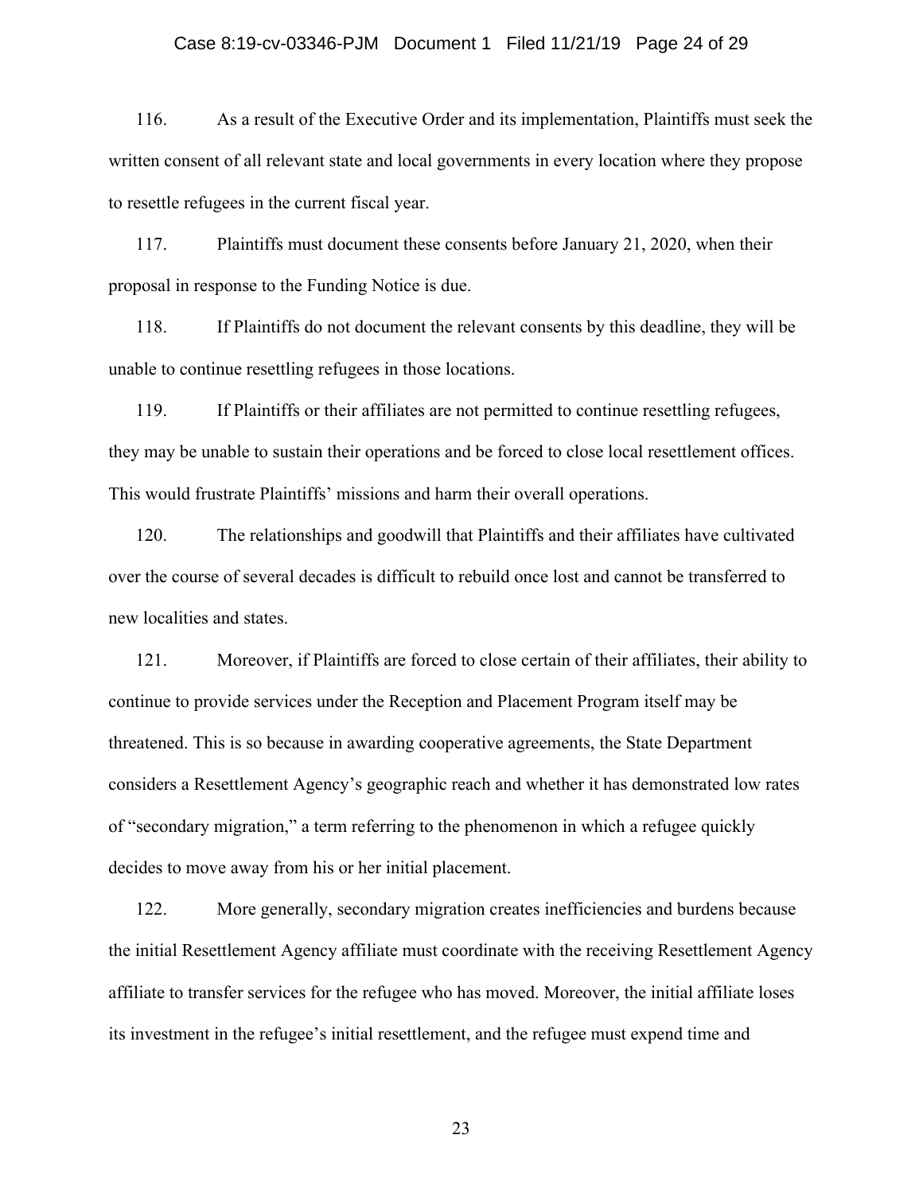116. As a result of the Executive Order and its implementation, Plaintiffs must seek the written consent of all relevant state and local governments in every location where they propose to resettle refugees in the current fiscal year.

117. Plaintiffs must document these consents before January 21, 2020, when their proposal in response to the Funding Notice is due.

118. If Plaintiffs do not document the relevant consents by this deadline, they will be unable to continue resettling refugees in those locations.

119. If Plaintiffs or their affiliates are not permitted to continue resettling refugees, they may be unable to sustain their operations and be forced to close local resettlement offices. This would frustrate Plaintiffs' missions and harm their overall operations.

120. The relationships and goodwill that Plaintiffs and their affiliates have cultivated over the course of several decades is difficult to rebuild once lost and cannot be transferred to new localities and states.

121. Moreover, if Plaintiffs are forced to close certain of their affiliates, their ability to continue to provide services under the Reception and Placement Program itself may be threatened. This is so because in awarding cooperative agreements, the State Department considers a Resettlement Agency's geographic reach and whether it has demonstrated low rates of "secondary migration," a term referring to the phenomenon in which a refugee quickly decides to move away from his or her initial placement.

122. More generally, secondary migration creates inefficiencies and burdens because the initial Resettlement Agency affiliate must coordinate with the receiving Resettlement Agency affiliate to transfer services for the refugee who has moved. Moreover, the initial affiliate loses its investment in the refugee's initial resettlement, and the refugee must expend time and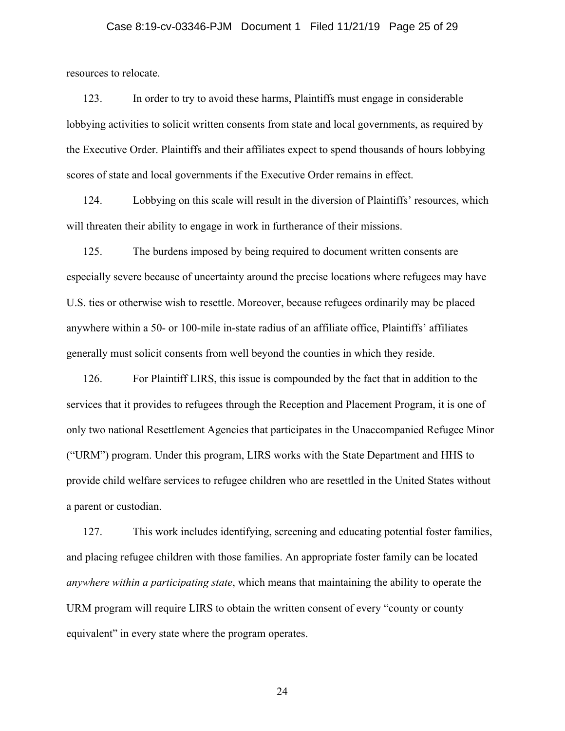resources to relocate.

123. In order to try to avoid these harms, Plaintiffs must engage in considerable lobbying activities to solicit written consents from state and local governments, as required by the Executive Order. Plaintiffs and their affiliates expect to spend thousands of hours lobbying scores of state and local governments if the Executive Order remains in effect.

124. Lobbying on this scale will result in the diversion of Plaintiffs' resources, which will threaten their ability to engage in work in furtherance of their missions.

125. The burdens imposed by being required to document written consents are especially severe because of uncertainty around the precise locations where refugees may have U.S. ties or otherwise wish to resettle. Moreover, because refugees ordinarily may be placed anywhere within a 50- or 100-mile in-state radius of an affiliate office, Plaintiffs' affiliates generally must solicit consents from well beyond the counties in which they reside.

126. For Plaintiff LIRS, this issue is compounded by the fact that in addition to the services that it provides to refugees through the Reception and Placement Program, it is one of only two national Resettlement Agencies that participates in the Unaccompanied Refugee Minor ("URM") program. Under this program, LIRS works with the State Department and HHS to provide child welfare services to refugee children who are resettled in the United States without a parent or custodian.

127. This work includes identifying, screening and educating potential foster families, and placing refugee children with those families. An appropriate foster family can be located *anywhere within a participating state*, which means that maintaining the ability to operate the URM program will require LIRS to obtain the written consent of every "county or county equivalent" in every state where the program operates.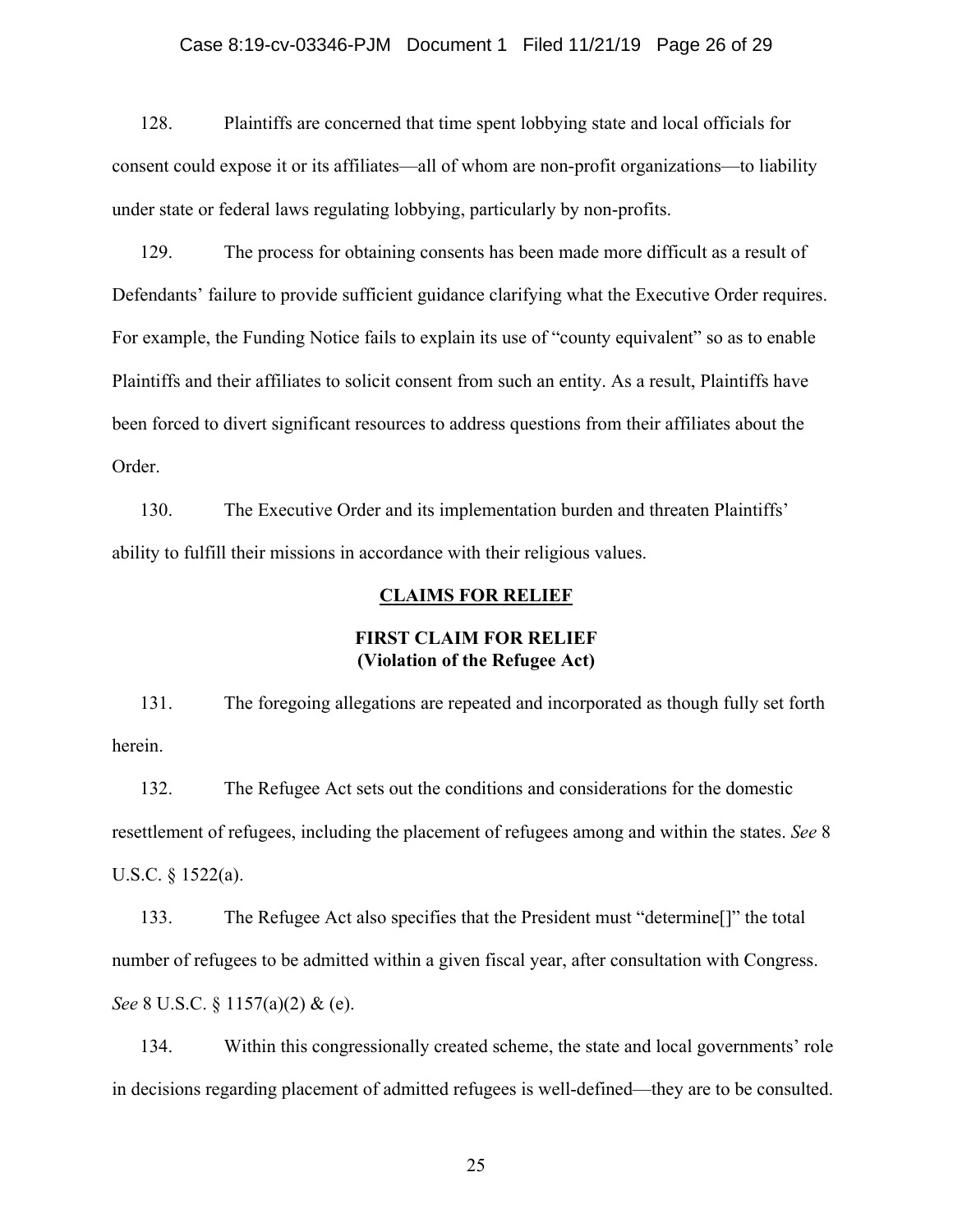128. Plaintiffs are concerned that time spent lobbying state and local officials for consent could expose it or its affiliates—all of whom are non-profit organizations—to liability under state or federal laws regulating lobbying, particularly by non-profits.

129. The process for obtaining consents has been made more difficult as a result of Defendants' failure to provide sufficient guidance clarifying what the Executive Order requires. For example, the Funding Notice fails to explain its use of "county equivalent" so as to enable Plaintiffs and their affiliates to solicit consent from such an entity. As a result, Plaintiffs have been forced to divert significant resources to address questions from their affiliates about the Order.

130. The Executive Order and its implementation burden and threaten Plaintiffs' ability to fulfill their missions in accordance with their religious values.

## CLAIMS FOR RELIEF

### FIRST CLAIM FOR RELIEF
### (Violation of the Refugee Act)

131. The foregoing allegations are repeated and incorporated as though fully set forth herein.

132. The Refugee Act sets out the conditions and considerations for the domestic resettlement of refugees, including the placement of refugees among and within the states. *See* 8 U.S.C. § 1522(a).

133. The Refugee Act also specifies that the President must "determine[]" the total number of refugees to be admitted within a given fiscal year, after consultation with Congress. *See* 8 U.S.C. § 1157(a)(2) & (e).

134. Within this congressionally created scheme, the state and local governments' role in decisions regarding placement of admitted refugees is well-defined—they are to be consulted.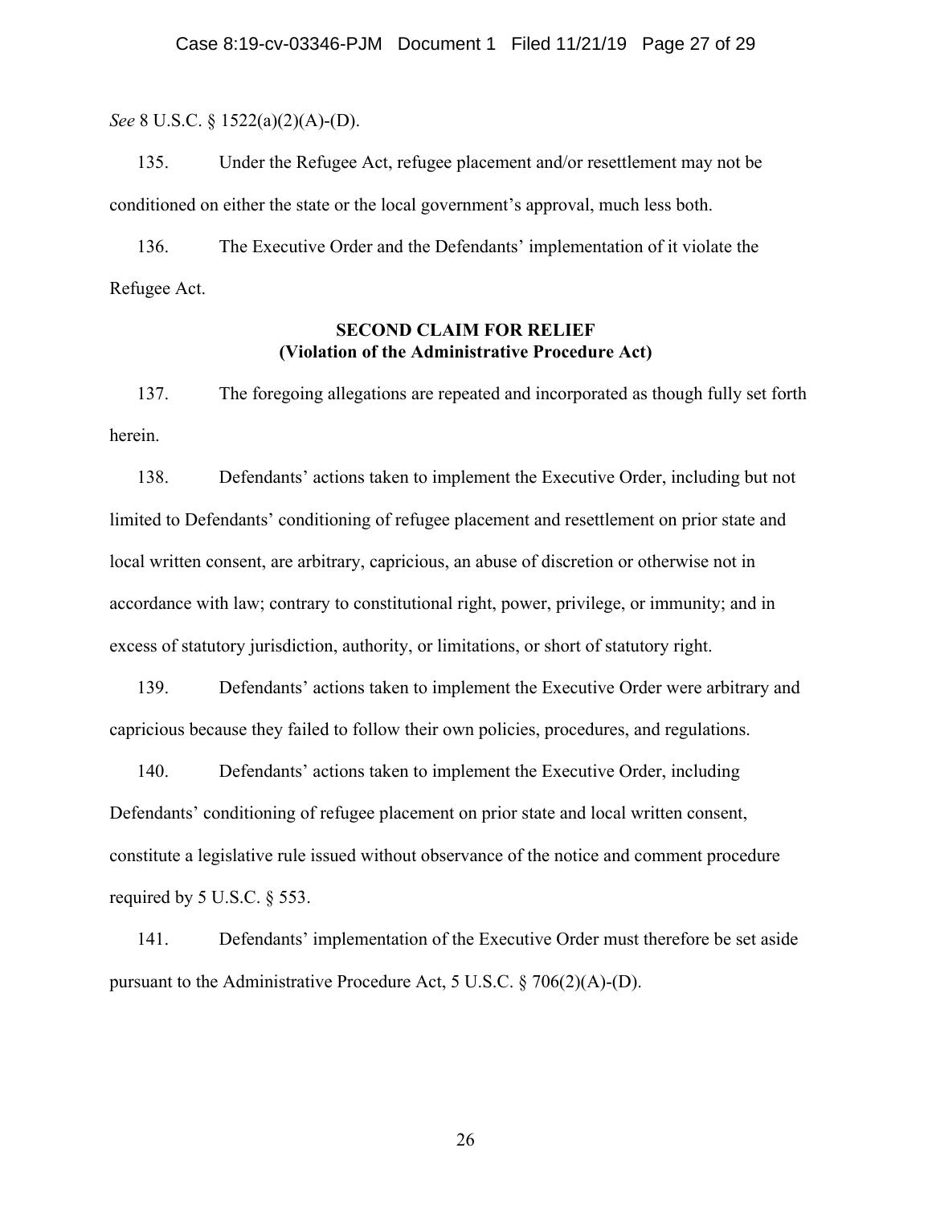*See* 8 U.S.C. § 1522(a)(2)(A)-(D).

135. Under the Refugee Act, refugee placement and/or resettlement may not be conditioned on either the state or the local government's approval, much less both.

136. The Executive Order and the Defendants' implementation of it violate the Refugee Act.

**SECOND CLAIM FOR RELIEF**
**(Violation of the Administrative Procedure Act)**

137. The foregoing allegations are repeated and incorporated as though fully set forth herein.

138. Defendants' actions taken to implement the Executive Order, including but not limited to Defendants' conditioning of refugee placement and resettlement on prior state and local written consent, are arbitrary, capricious, an abuse of discretion or otherwise not in accordance with law; contrary to constitutional right, power, privilege, or immunity; and in excess of statutory jurisdiction, authority, or limitations, or short of statutory right.

139. Defendants' actions taken to implement the Executive Order were arbitrary and capricious because they failed to follow their own policies, procedures, and regulations.

140. Defendants' actions taken to implement the Executive Order, including Defendants' conditioning of refugee placement on prior state and local written consent, constitute a legislative rule issued without observance of the notice and comment procedure required by 5 U.S.C. § 553.

141. Defendants' implementation of the Executive Order must therefore be set aside pursuant to the Administrative Procedure Act, 5 U.S.C. § 706(2)(A)-(D).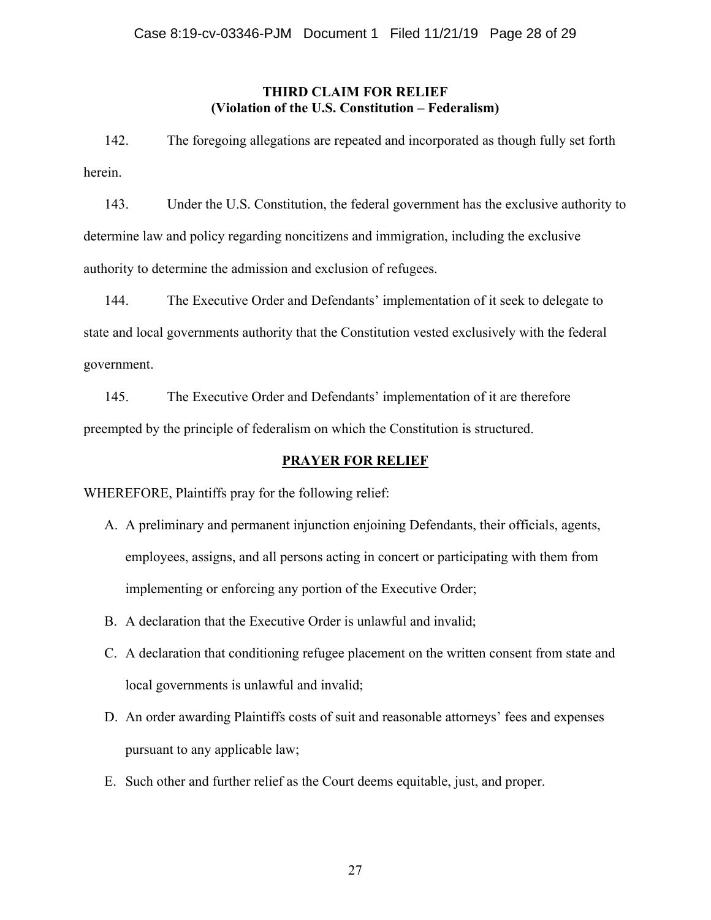**THIRD CLAIM FOR RELIEF**
**(Violation of the U.S. Constitution – Federalism)**

142. The foregoing allegations are repeated and incorporated as though fully set forth herein.

143. Under the U.S. Constitution, the federal government has the exclusive authority to determine law and policy regarding noncitizens and immigration, including the exclusive authority to determine the admission and exclusion of refugees.

144. The Executive Order and Defendants' implementation of it seek to delegate to state and local governments authority that the Constitution vested exclusively with the federal government.

145. The Executive Order and Defendants' implementation of it are therefore preempted by the principle of federalism on which the Constitution is structured.

**PRAYER FOR RELIEF**

WHEREFORE, Plaintiffs pray for the following relief:

A. A preliminary and permanent injunction enjoining Defendants, their officials, agents, employees, assigns, and all persons acting in concert or participating with them from implementing or enforcing any portion of the Executive Order;

B. A declaration that the Executive Order is unlawful and invalid;

C. A declaration that conditioning refugee placement on the written consent from state and local governments is unlawful and invalid;

D. An order awarding Plaintiffs costs of suit and reasonable attorneys' fees and expenses pursuant to any applicable law;

E. Such other and further relief as the Court deems equitable, just, and proper.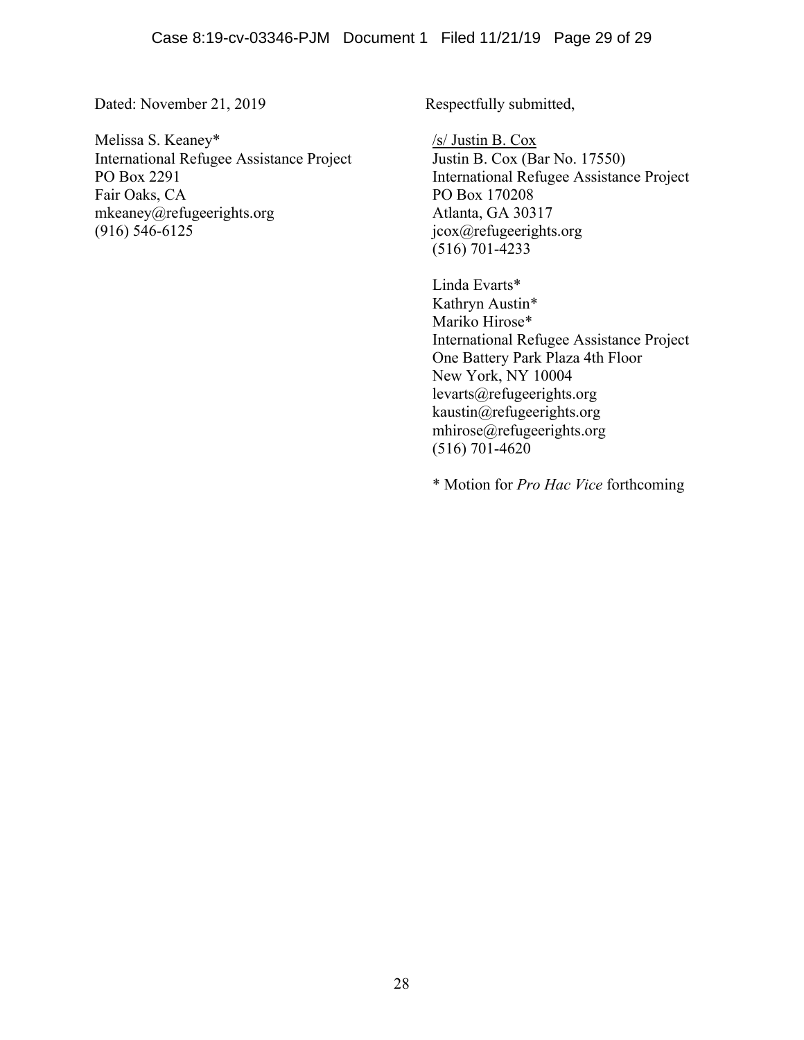Dated: November 21, 2019

Respectfully submitted,

/s/ Justin B. Cox
Justin B. Cox (Bar No. 17550)
International Refugee Assistance Project
PO Box 170208
Atlanta, GA 30317
jcox@refugeerights.org
(516) 701-4233

Melissa S. Keaney*
International Refugee Assistance Project
PO Box 2291
Fair Oaks, CA
mkeaney@refugeerights.org
(916) 546-6125

Linda Evarts*
Kathryn Austin*
Mariko Hirose*
International Refugee Assistance Project
One Battery Park Plaza 4th Floor
New York, NY 10004
levarts@refugeerights.org
kaustin@refugeerights.org
mhirose@refugeerights.org
(516) 701-4620

* Motion for *Pro Hac Vice* forthcoming